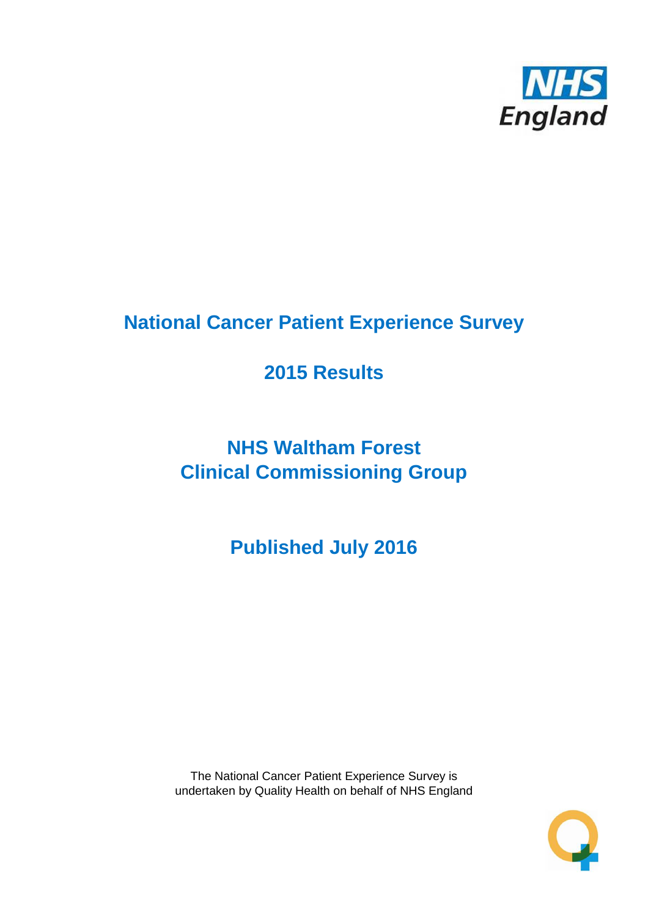# National Cancer Patient Experience Survey

## 2015 Results

## NHS Waltham Forest
## Clinical Commissioning Group

## Published July 2016

The National Cancer Patient Experience Survey is undertaken by Quality Health on behalf of NHS England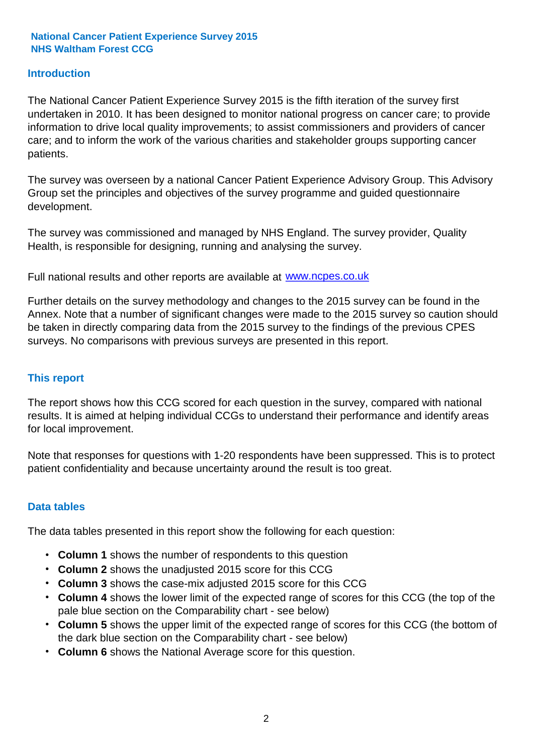**National Cancer Patient Experience Survey 2015**
**NHS Waltham Forest CCG**

## Introduction

The National Cancer Patient Experience Survey 2015 is the fifth iteration of the survey first undertaken in 2010. It has been designed to monitor national progress on cancer care; to provide information to drive local quality improvements; to assist commissioners and providers of cancer care; and to inform the work of the various charities and stakeholder groups supporting cancer patients.

The survey was overseen by a national Cancer Patient Experience Advisory Group. This Advisory Group set the principles and objectives of the survey programme and guided questionnaire development.

The survey was commissioned and managed by NHS England. The survey provider, Quality Health, is responsible for designing, running and analysing the survey.

Full national results and other reports are available at [www.ncpes.co.uk](http://www.ncpes.co.uk)

Further details on the survey methodology and changes to the 2015 survey can be found in the Annex. Note that a number of significant changes were made to the 2015 survey so caution should be taken in directly comparing data from the 2015 survey to the findings of the previous CPES surveys. No comparisons with previous surveys are presented in this report.

## This report

The report shows how this CCG scored for each question in the survey, compared with national results. It is aimed at helping individual CCGs to understand their performance and identify areas for local improvement.

Note that responses for questions with 1-20 respondents have been suppressed. This is to protect patient confidentiality and because uncertainty around the result is too great.

## Data tables

The data tables presented in this report show the following for each question:

- **Column 1** shows the number of respondents to this question
- **Column 2** shows the unadjusted 2015 score for this CCG
- **Column 3** shows the case-mix adjusted 2015 score for this CCG
- **Column 4** shows the lower limit of the expected range of scores for this CCG (the top of the pale blue section on the Comparability chart - see below)
- **Column 5** shows the upper limit of the expected range of scores for this CCG (the bottom of the dark blue section on the Comparability chart - see below)
- **Column 6** shows the National Average score for this question.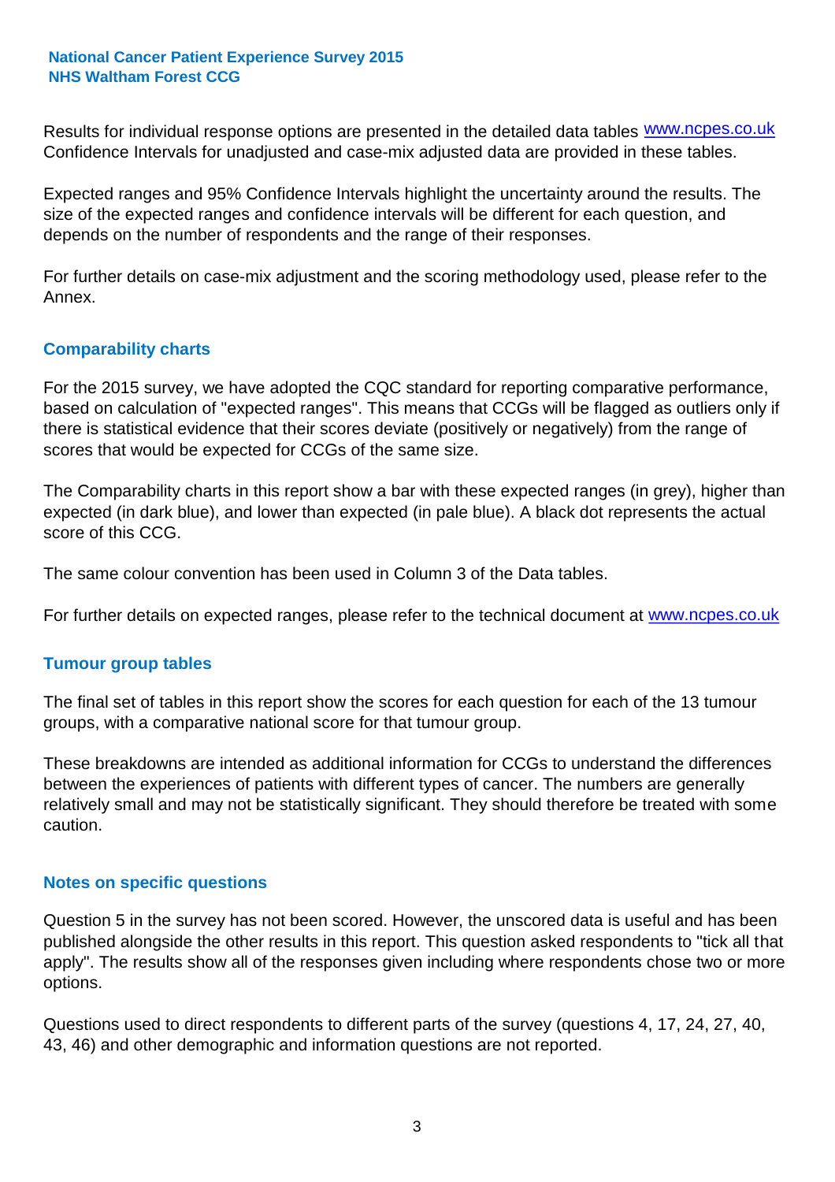Results for individual response options are presented in the detailed data tables www.ncpes.co.uk Confidence Intervals for unadjusted and case-mix adjusted data are provided in these tables.

Expected ranges and 95% Confidence Intervals highlight the uncertainty around the results. The size of the expected ranges and confidence intervals will be different for each question, and depends on the number of respondents and the range of their responses.

For further details on case-mix adjustment and the scoring methodology used, please refer to the Annex.

## Comparability charts

For the 2015 survey, we have adopted the CQC standard for reporting comparative performance, based on calculation of "expected ranges". This means that CCGs will be flagged as outliers only if there is statistical evidence that their scores deviate (positively or negatively) from the range of scores that would be expected for CCGs of the same size.

The Comparability charts in this report show a bar with these expected ranges (in grey), higher than expected (in dark blue), and lower than expected (in pale blue). A black dot represents the actual score of this CCG.

The same colour convention has been used in Column 3 of the Data tables.

For further details on expected ranges, please refer to the technical document at www.ncpes.co.uk

## Tumour group tables

The final set of tables in this report show the scores for each question for each of the 13 tumour groups, with a comparative national score for that tumour group.

These breakdowns are intended as additional information for CCGs to understand the differences between the experiences of patients with different types of cancer. The numbers are generally relatively small and may not be statistically significant. They should therefore be treated with some caution.

## Notes on specific questions

Question 5 in the survey has not been scored. However, the unscored data is useful and has been published alongside the other results in this report. This question asked respondents to "tick all that apply". The results show all of the responses given including where respondents chose two or more options.

Questions used to direct respondents to different parts of the survey (questions 4, 17, 24, 27, 40, 43, 46) and other demographic and information questions are not reported.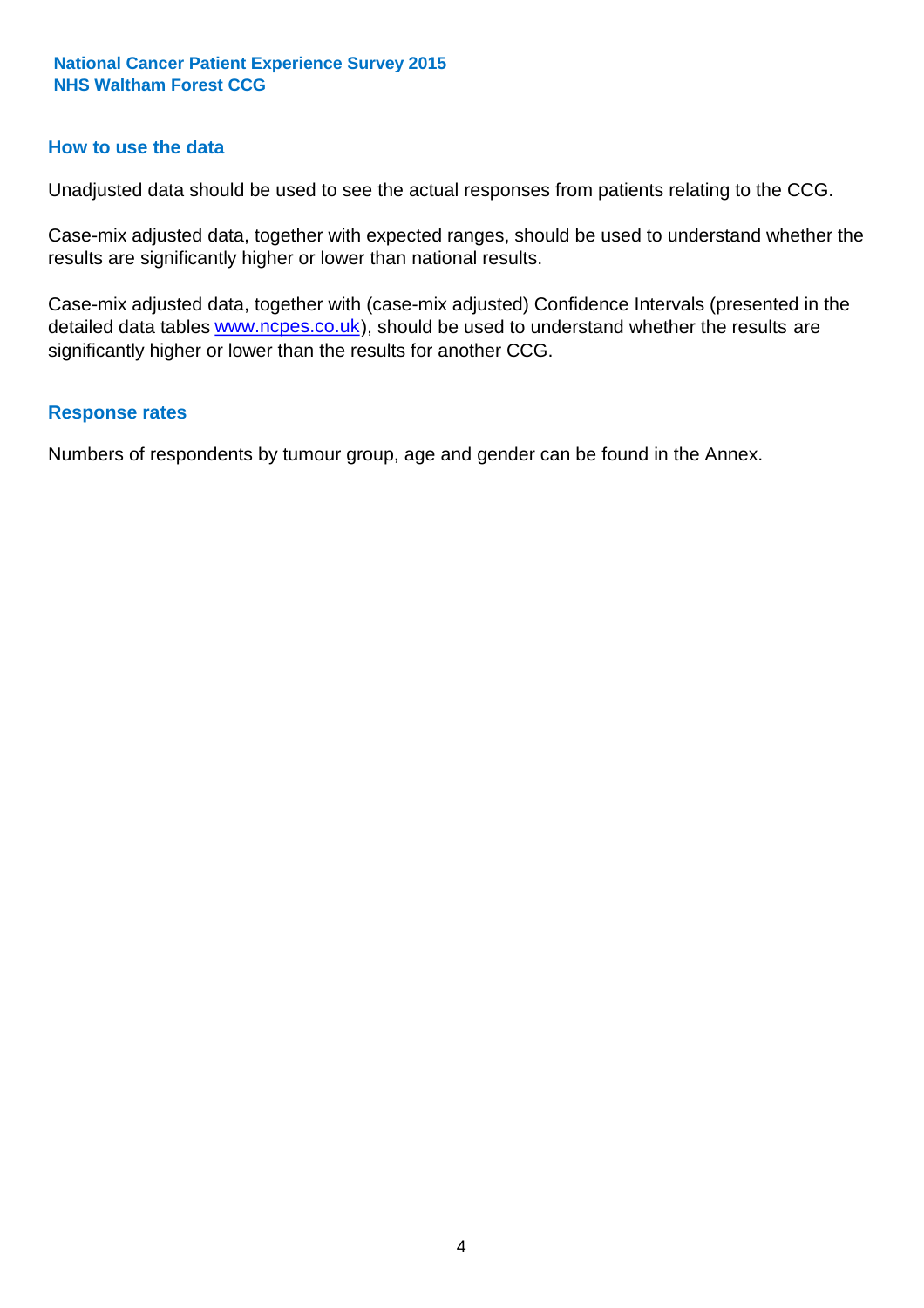## How to use the data

Unadjusted data should be used to see the actual responses from patients relating to the CCG.

Case-mix adjusted data, together with expected ranges, should be used to understand whether the results are significantly higher or lower than national results.

Case-mix adjusted data, together with (case-mix adjusted) Confidence Intervals (presented in the detailed data tables www.ncpes.co.uk), should be used to understand whether the results are significantly higher or lower than the results for another CCG.

## Response rates

Numbers of respondents by tumour group, age and gender can be found in the Annex.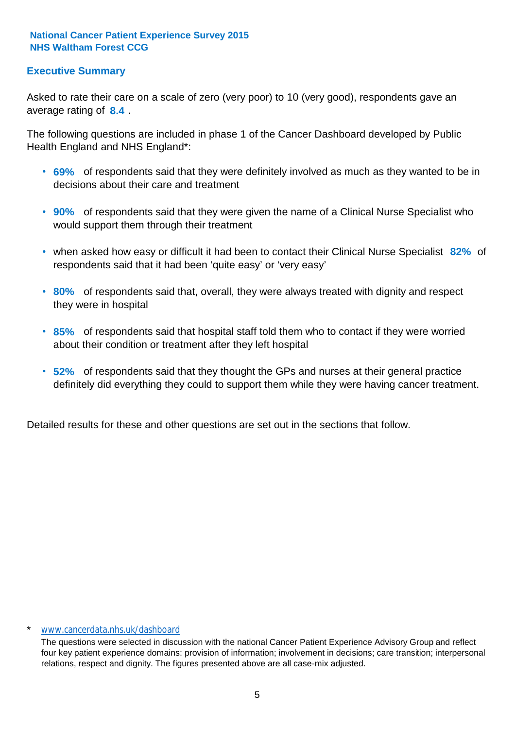**National Cancer Patient Experience Survey 2015**
**NHS Waltham Forest CCG**

## Executive Summary

Asked to rate their care on a scale of zero (very poor) to 10 (very good), respondents gave an average rating of **8.4** .

The following questions are included in phase 1 of the Cancer Dashboard developed by Public Health England and NHS England*:

- **69%** of respondents said that they were definitely involved as much as they wanted to be in decisions about their care and treatment
- **90%** of respondents said that they were given the name of a Clinical Nurse Specialist who would support them through their treatment
- when asked how easy or difficult it had been to contact their Clinical Nurse Specialist **82%** of respondents said that it had been 'quite easy' or 'very easy'
- **80%** of respondents said that, overall, they were always treated with dignity and respect they were in hospital
- **85%** of respondents said that hospital staff told them who to contact if they were worried about their condition or treatment after they left hospital
- **52%** of respondents said that they thought the GPs and nurses at their general practice definitely did everything they could to support them while they were having cancer treatment.

Detailed results for these and other questions are set out in the sections that follow.

\* www.cancerdata.nhs.uk/dashboard

The questions were selected in discussion with the national Cancer Patient Experience Advisory Group and reflect four key patient experience domains: provision of information; involvement in decisions; care transition; interpersonal relations, respect and dignity. The figures presented above are all case-mix adjusted.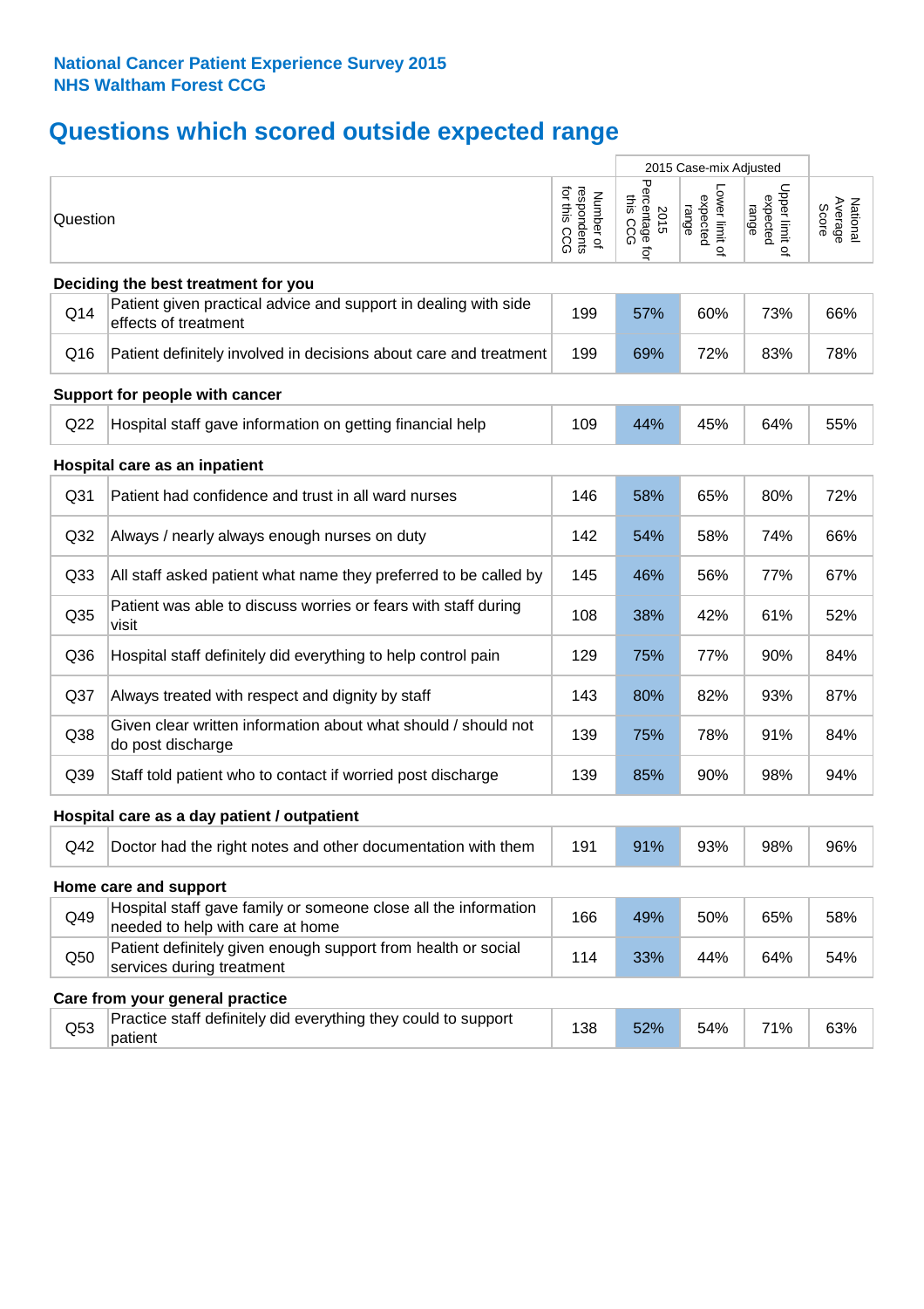**National Cancer Patient Experience Survey 2015**
**NHS Waltham Forest CCG**

# Questions which scored outside expected range

| | Question | Number of respondents for this CCG | 2015 Case-mix Adjusted: 2015 Percentage for this CCG | 2015 Case-mix Adjusted: Lower limit of expected range | 2015 Case-mix Adjusted: Upper limit of expected range | National Average Score |
|---|---|---|---|---|---|---|
| **Deciding the best treatment for you** | | | | | | |
| Q14 | Patient given practical advice and support in dealing with side effects of treatment | 199 | 57% | 60% | 73% | 66% |
| Q16 | Patient definitely involved in decisions about care and treatment | 199 | 69% | 72% | 83% | 78% |
| **Support for people with cancer** | | | | | | |
| Q22 | Hospital staff gave information on getting financial help | 109 | 44% | 45% | 64% | 55% |
| **Hospital care as an inpatient** | | | | | | |
| Q31 | Patient had confidence and trust in all ward nurses | 146 | 58% | 65% | 80% | 72% |
| Q32 | Always / nearly always enough nurses on duty | 142 | 54% | 58% | 74% | 66% |
| Q33 | All staff asked patient what name they preferred to be called by | 145 | 46% | 56% | 77% | 67% |
| Q35 | Patient was able to discuss worries or fears with staff during visit | 108 | 38% | 42% | 61% | 52% |
| Q36 | Hospital staff definitely did everything to help control pain | 129 | 75% | 77% | 90% | 84% |
| Q37 | Always treated with respect and dignity by staff | 143 | 80% | 82% | 93% | 87% |
| Q38 | Given clear written information about what should / should not do post discharge | 139 | 75% | 78% | 91% | 84% |
| Q39 | Staff told patient who to contact if worried post discharge | 139 | 85% | 90% | 98% | 94% |
| **Hospital care as a day patient / outpatient** | | | | | | |
| Q42 | Doctor had the right notes and other documentation with them | 191 | 91% | 93% | 98% | 96% |
| **Home care and support** | | | | | | |
| Q49 | Hospital staff gave family or someone close all the information needed to help with care at home | 166 | 49% | 50% | 65% | 58% |
| Q50 | Patient definitely given enough support from health or social services during treatment | 114 | 33% | 44% | 64% | 54% |
| **Care from your general practice** | | | | | | |
| Q53 | Practice staff definitely did everything they could to support patient | 138 | 52% | 54% | 71% | 63% |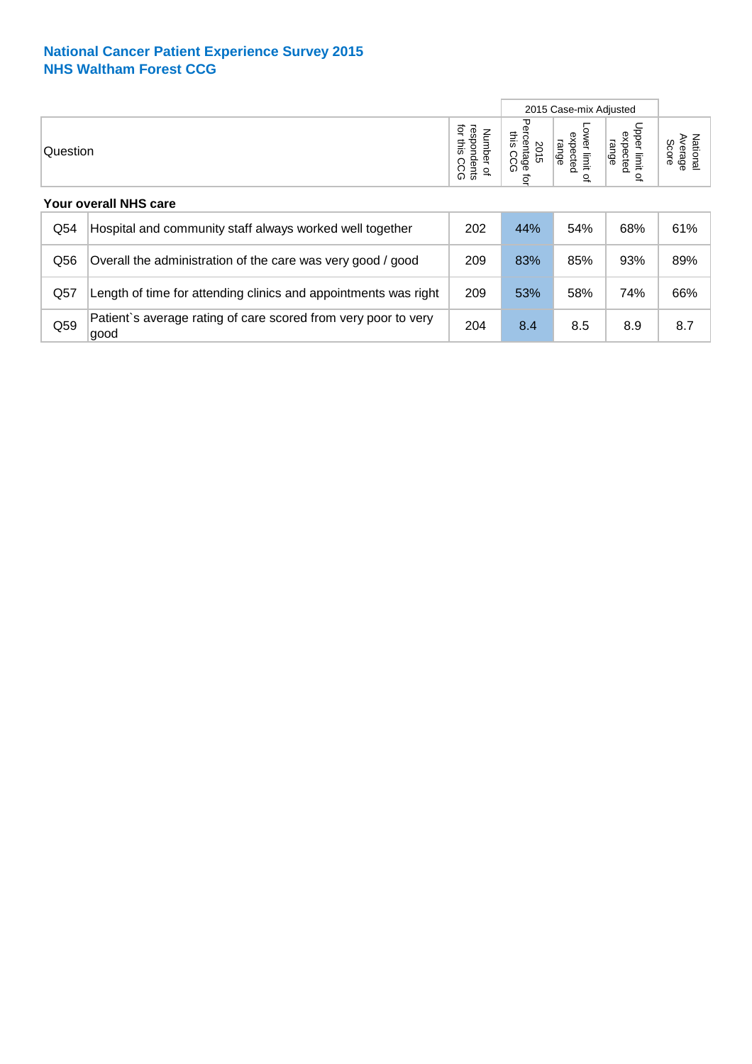# National Cancer Patient Experience Survey 2015
## NHS Waltham Forest CCG

| | Question | Number of respondents for this CCG | 2015 Case-mix Adjusted | | | National Average Score |
|---|---|---|---|---|---|---|
| | | | 2015 Percentage for this CCG | Lower limit of expected range | Upper limit of expected range | |
| **Your overall NHS care** | | | | | | |
| Q54 | Hospital and community staff always worked well together | 202 | 44% | 54% | 68% | 61% |
| Q56 | Overall the administration of the care was very good / good | 209 | 83% | 85% | 93% | 89% |
| Q57 | Length of time for attending clinics and appointments was right | 209 | 53% | 58% | 74% | 66% |
| Q59 | Patient`s average rating of care scored from very poor to very good | 204 | 8.4 | 8.5 | 8.9 | 8.7 |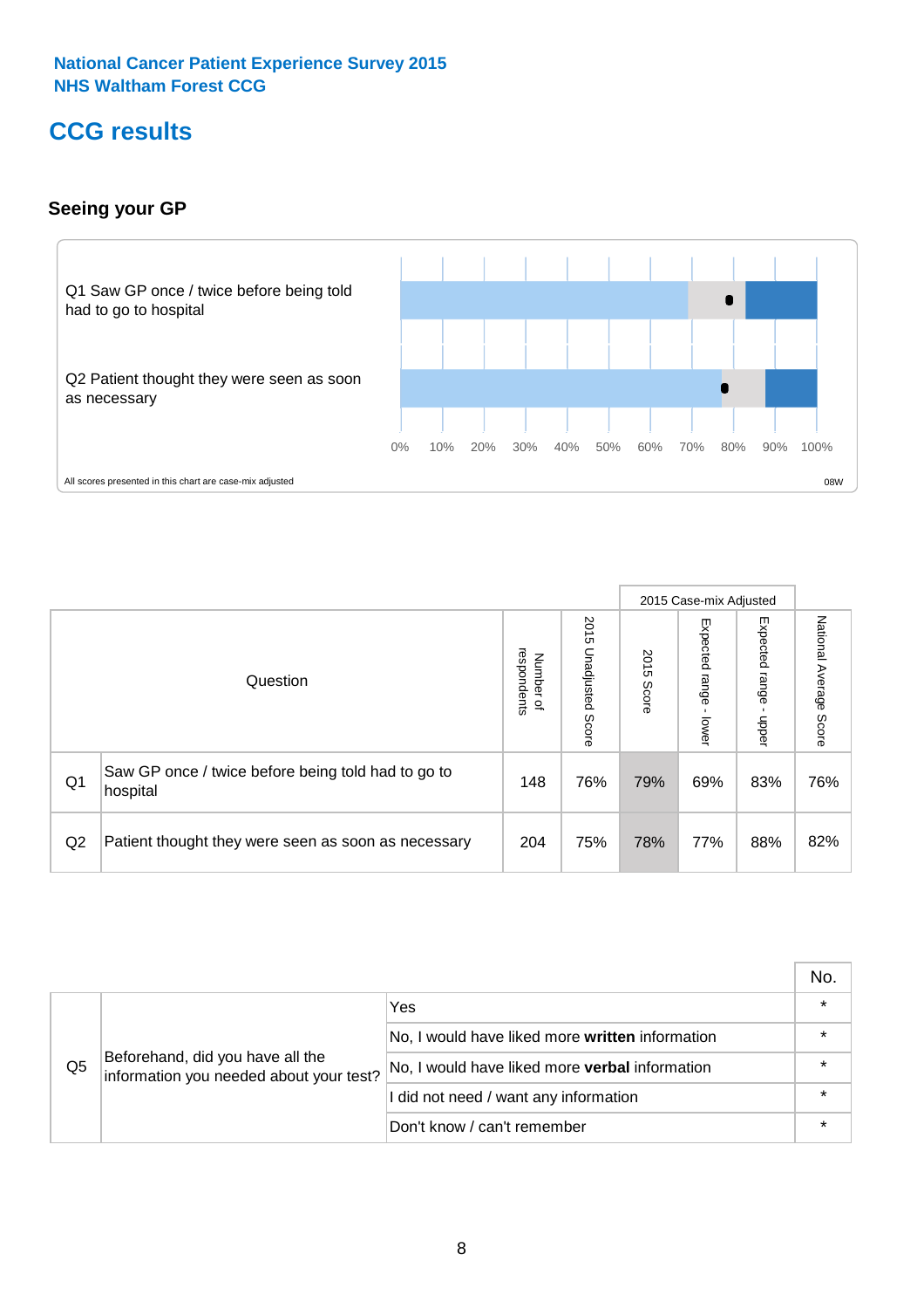National Cancer Patient Experience Survey 2015
NHS Waltham Forest CCG

# CCG results

## Seeing your GP

Q1 Saw GP once / twice before being told had to go to hospital

Q2 Patient thought they were seen as soon as necessary

0% 10% 20% 30% 40% 50% 60% 70% 80% 90% 100%

All scores presented in this chart are case-mix adjusted

08W

| | Question | Number of respondents | 2015 Unadjusted Score | 2015 Case-mix Adjusted: 2015 Score | 2015 Case-mix Adjusted: Expected range - lower | 2015 Case-mix Adjusted: Expected range - upper | National Average Score |
|---|---|---|---|---|---|---|---|
| Q1 | Saw GP once / twice before being told had to go to hospital | 148 | 76% | 79% | 69% | 83% | 76% |
| Q2 | Patient thought they were seen as soon as necessary | 204 | 75% | 78% | 77% | 88% | 82% |

| | | | No. |
|---|---|---|---|
| Q5 | Beforehand, did you have all the information you needed about your test? | Yes | * |
| | | No, I would have liked more **written** information | * |
| | | No, I would have liked more **verbal** information | * |
| | | I did not need / want any information | * |
| | | Don't know / can't remember | * |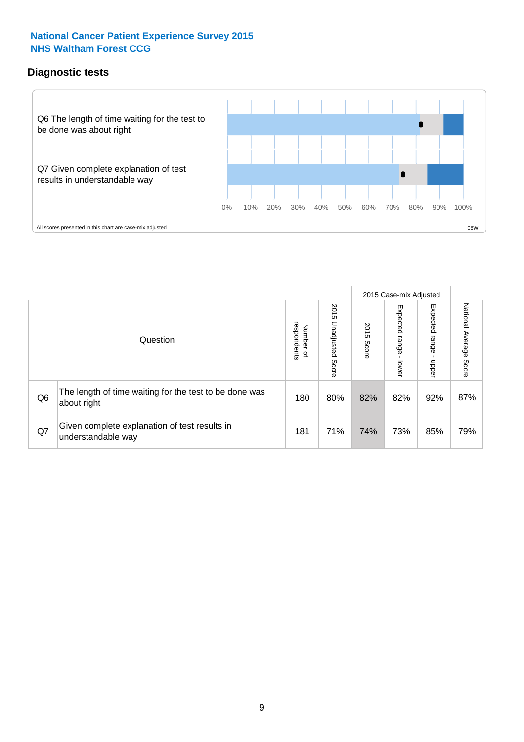**National Cancer Patient Experience Survey 2015**
**NHS Waltham Forest CCG**

## Diagnostic tests

Q6 The length of time waiting for the test to be done was about right

Q7 Given complete explanation of test results in understandable way

0% 10% 20% 30% 40% 50% 60% 70% 80% 90% 100%

All scores presented in this chart are case-mix adjusted

08W

| Question | | Number of respondents | 2015 Unadjusted Score | 2015 Case-mix Adjusted 2015 Score | 2015 Case-mix Adjusted Expected range - lower | 2015 Case-mix Adjusted Expected range - upper | National Average Score |
|---|---|---|---|---|---|---|---|
| Q6 | The length of time waiting for the test to be done was about right | 180 | 80% | 82% | 82% | 92% | 87% |
| Q7 | Given complete explanation of test results in understandable way | 181 | 71% | 74% | 73% | 85% | 79% |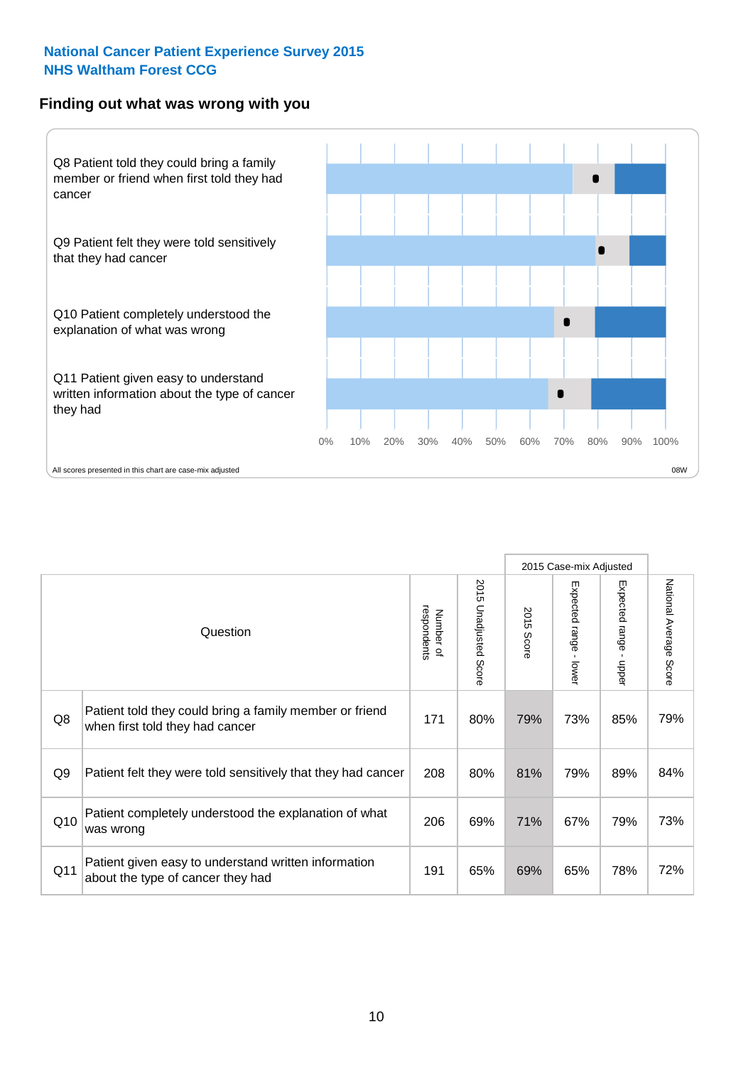**National Cancer Patient Experience Survey 2015**
**NHS Waltham Forest CCG**

## Finding out what was wrong with you

Q8 Patient told they could bring a family member or friend when first told they had cancer

Q9 Patient felt they were told sensitively that they had cancer

Q10 Patient completely understood the explanation of what was wrong

Q11 Patient given easy to understand written information about the type of cancer they had

0% 10% 20% 30% 40% 50% 60% 70% 80% 90% 100%

All scores presented in this chart are case-mix adjusted

08W

| | Question | Number of respondents | 2015 Unadjusted Score | 2015 Case-mix Adjusted: 2015 Score | 2015 Case-mix Adjusted: Expected range - lower | 2015 Case-mix Adjusted: Expected range - upper | National Average Score |
|---|---|---|---|---|---|---|---|
| Q8 | Patient told they could bring a family member or friend when first told they had cancer | 171 | 80% | 79% | 73% | 85% | 79% |
| Q9 | Patient felt they were told sensitively that they had cancer | 208 | 80% | 81% | 79% | 89% | 84% |
| Q10 | Patient completely understood the explanation of what was wrong | 206 | 69% | 71% | 67% | 79% | 73% |
| Q11 | Patient given easy to understand written information about the type of cancer they had | 191 | 65% | 69% | 65% | 78% | 72% |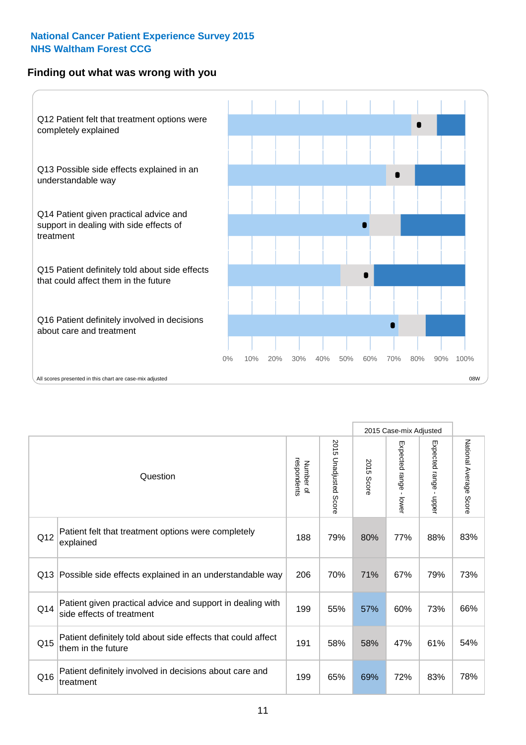**National Cancer Patient Experience Survey 2015**
**NHS Waltham Forest CCG**

## Finding out what was wrong with you

Q12 Patient felt that treatment options were completely explained

Q13 Possible side effects explained in an understandable way

Q14 Patient given practical advice and support in dealing with side effects of treatment

Q15 Patient definitely told about side effects that could affect them in the future

Q16 Patient definitely involved in decisions about care and treatment

0% 10% 20% 30% 40% 50% 60% 70% 80% 90% 100%

All scores presented in this chart are case-mix adjusted

08W

| | Question | Number of respondents | 2015 Unadjusted Score | 2015 Case-mix Adjusted | | | National Average Score |
|---|---|---|---|---|---|---|---|
| | | | | 2015 Score | Expected range - lower | Expected range - upper | |
| Q12 | Patient felt that treatment options were completely explained | 188 | 79% | 80% | 77% | 88% | 83% |
| Q13 | Possible side effects explained in an understandable way | 206 | 70% | 71% | 67% | 79% | 73% |
| Q14 | Patient given practical advice and support in dealing with side effects of treatment | 199 | 55% | 57% | 60% | 73% | 66% |
| Q15 | Patient definitely told about side effects that could affect them in the future | 191 | 58% | 58% | 47% | 61% | 54% |
| Q16 | Patient definitely involved in decisions about care and treatment | 199 | 65% | 69% | 72% | 83% | 78% |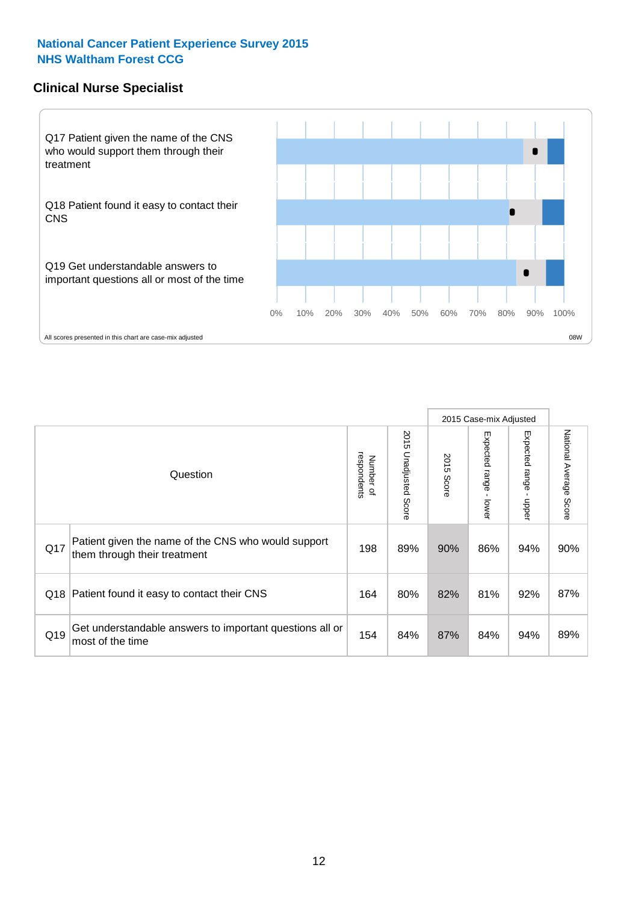**National Cancer Patient Experience Survey 2015**
**NHS Waltham Forest CCG**

## Clinical Nurse Specialist

Q17 Patient given the name of the CNS who would support them through their treatment

Q18 Patient found it easy to contact their CNS

Q19 Get understandable answers to important questions all or most of the time

0% 10% 20% 30% 40% 50% 60% 70% 80% 90% 100%

All scores presented in this chart are case-mix adjusted

08W

| Question | | Number of respondents | 2015 Unadjusted Score | 2015 Case-mix Adjusted: 2015 Score | 2015 Case-mix Adjusted: Expected range - lower | 2015 Case-mix Adjusted: Expected range - upper | National Average Score |
|---|---|---|---|---|---|---|---|
| Q17 | Patient given the name of the CNS who would support them through their treatment | 198 | 89% | 90% | 86% | 94% | 90% |
| Q18 | Patient found it easy to contact their CNS | 164 | 80% | 82% | 81% | 92% | 87% |
| Q19 | Get understandable answers to important questions all or most of the time | 154 | 84% | 87% | 84% | 94% | 89% |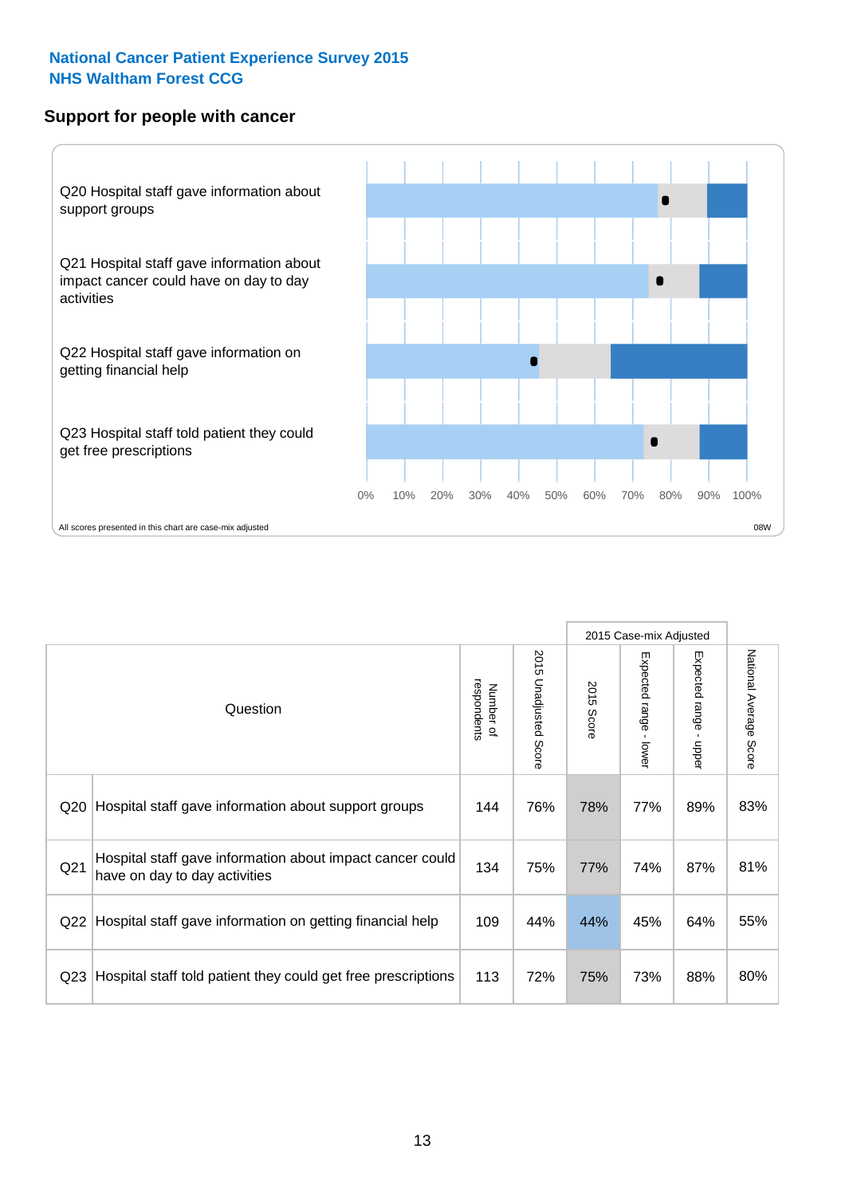**National Cancer Patient Experience Survey 2015**
**NHS Waltham Forest CCG**

## Support for people with cancer

Q20 Hospital staff gave information about support groups

Q21 Hospital staff gave information about impact cancer could have on day to day activities

Q22 Hospital staff gave information on getting financial help

Q23 Hospital staff told patient they could get free prescriptions

0% 10% 20% 30% 40% 50% 60% 70% 80% 90% 100%

All scores presented in this chart are case-mix adjusted

08W

| Question | | Number of respondents | 2015 Unadjusted Score | 2015 Case-mix Adjusted: 2015 Score | 2015 Case-mix Adjusted: Expected range - lower | 2015 Case-mix Adjusted: Expected range - upper | National Average Score |
|---|---|---|---|---|---|---|---|
| Q20 | Hospital staff gave information about support groups | 144 | 76% | 78% | 77% | 89% | 83% |
| Q21 | Hospital staff gave information about impact cancer could have on day to day activities | 134 | 75% | 77% | 74% | 87% | 81% |
| Q22 | Hospital staff gave information on getting financial help | 109 | 44% | 44% | 45% | 64% | 55% |
| Q23 | Hospital staff told patient they could get free prescriptions | 113 | 72% | 75% | 73% | 88% | 80% |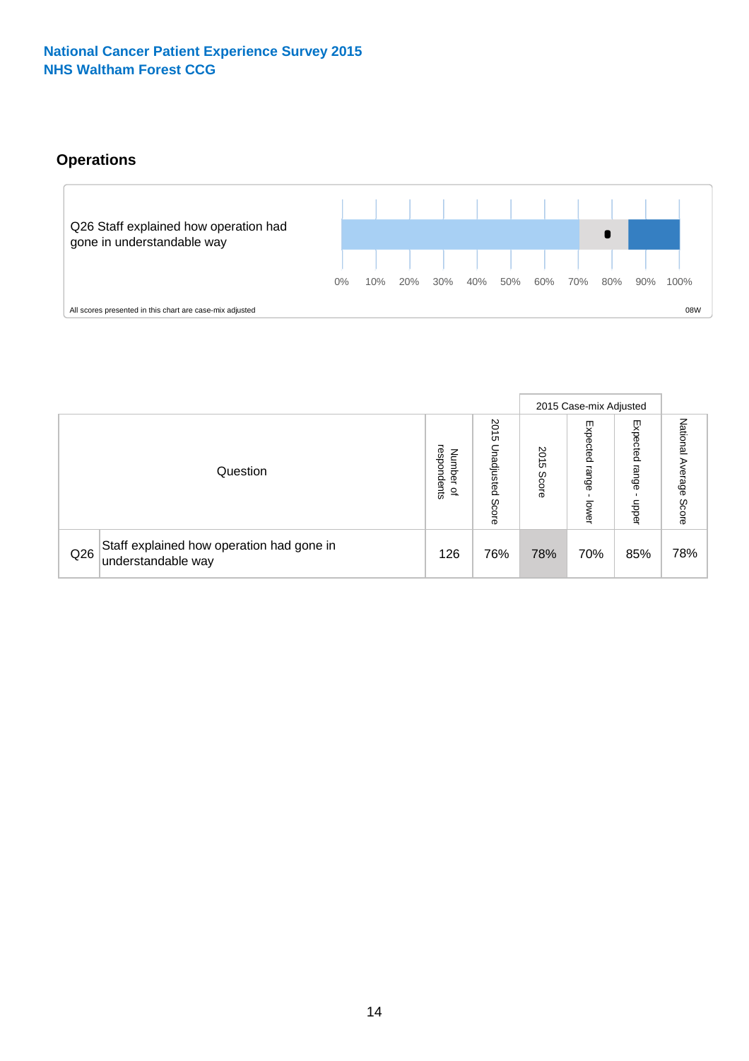National Cancer Patient Experience Survey 2015
NHS Waltham Forest CCG

## Operations

Q26 Staff explained how operation had gone in understandable way

0% 10% 20% 30% 40% 50% 60% 70% 80% 90% 100%

All scores presented in this chart are case-mix adjusted

08W

| | Question | Number of respondents | 2015 Unadjusted Score | 2015 Case-mix Adjusted | | | National Average Score |
|---|---|---|---|---|---|---|---|
| | | | | 2015 Score | Expected range - lower | Expected range - upper | |
| Q26 | Staff explained how operation had gone in understandable way | 126 | 76% | 78% | 70% | 85% | 78% |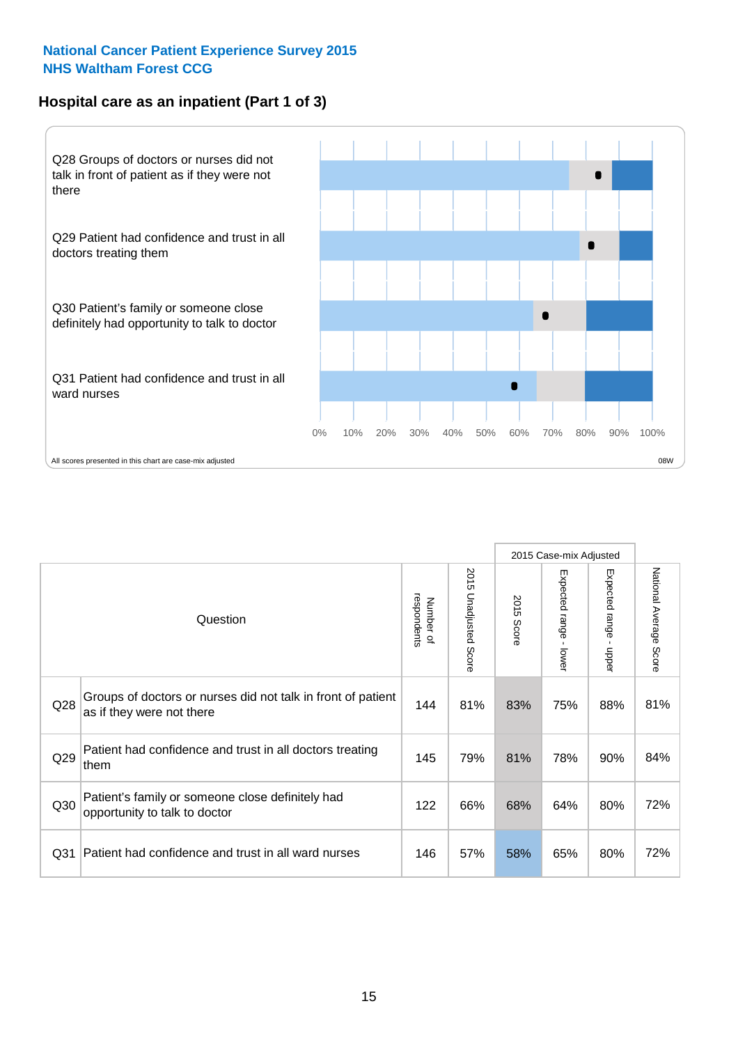**National Cancer Patient Experience Survey 2015**
**NHS Waltham Forest CCG**

## Hospital care as an inpatient (Part 1 of 3)

Q28 Groups of doctors or nurses did not talk in front of patient as if they were not there

Q29 Patient had confidence and trust in all doctors treating them

Q30 Patient's family or someone close definitely had opportunity to talk to doctor

Q31 Patient had confidence and trust in all ward nurses

0% 10% 20% 30% 40% 50% 60% 70% 80% 90% 100%

All scores presented in this chart are case-mix adjusted

08W

| | Question | Number of respondents | 2015 Unadjusted Score | 2015 Case-mix Adjusted: 2015 Score | 2015 Case-mix Adjusted: Expected range - lower | 2015 Case-mix Adjusted: Expected range - upper | National Average Score |
|---|---|---|---|---|---|---|---|
| Q28 | Groups of doctors or nurses did not talk in front of patient as if they were not there | 144 | 81% | 83% | 75% | 88% | 81% |
| Q29 | Patient had confidence and trust in all doctors treating them | 145 | 79% | 81% | 78% | 90% | 84% |
| Q30 | Patient's family or someone close definitely had opportunity to talk to doctor | 122 | 66% | 68% | 64% | 80% | 72% |
| Q31 | Patient had confidence and trust in all ward nurses | 146 | 57% | 58% | 65% | 80% | 72% |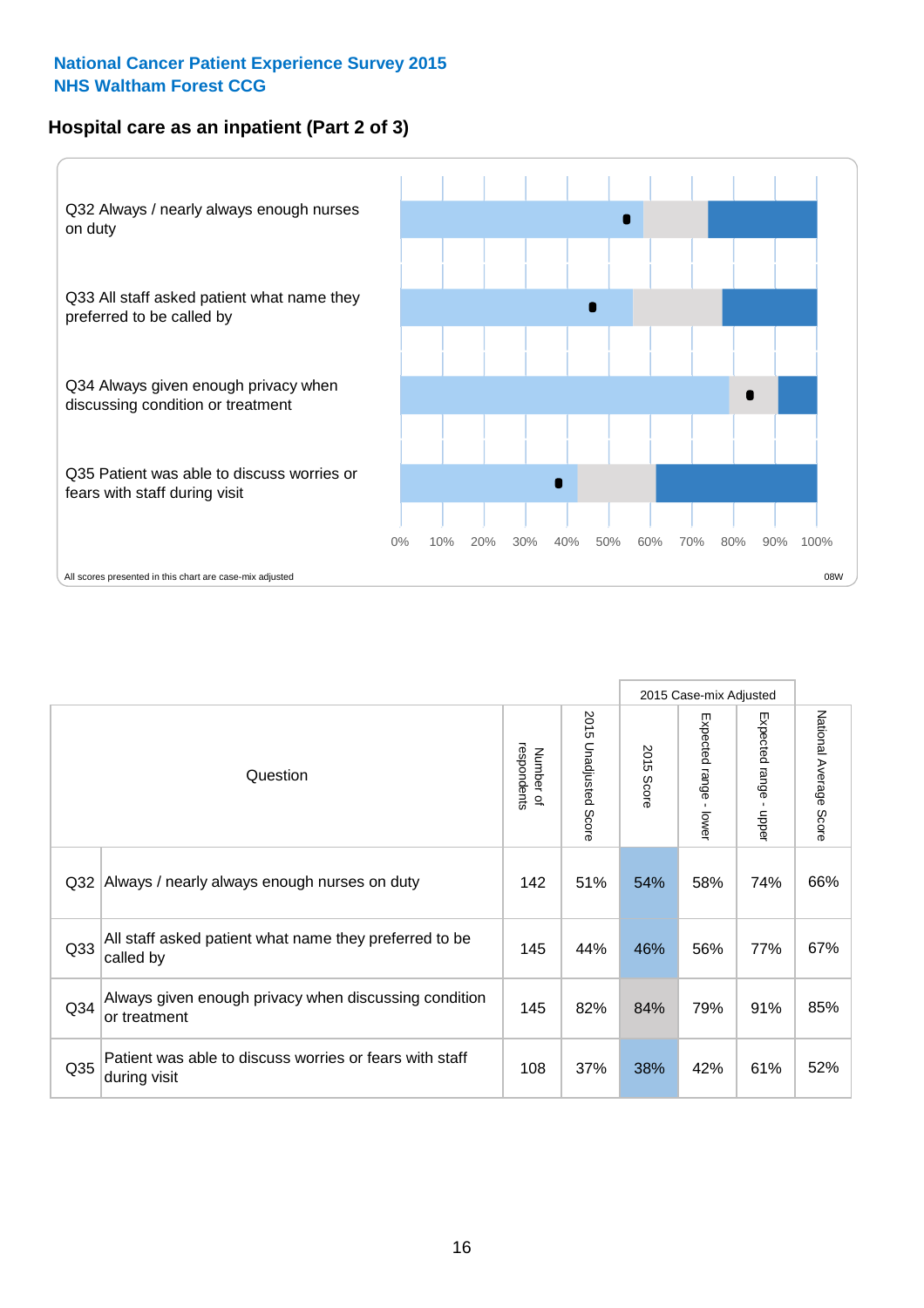**National Cancer Patient Experience Survey 2015**
**NHS Waltham Forest CCG**

## Hospital care as an inpatient (Part 2 of 3)

Q32 Always / nearly always enough nurses on duty

Q33 All staff asked patient what name they preferred to be called by

Q34 Always given enough privacy when discussing condition or treatment

Q35 Patient was able to discuss worries or fears with staff during visit

0% 10% 20% 30% 40% 50% 60% 70% 80% 90% 100%

All scores presented in this chart are case-mix adjusted

08W

| | Question | Number of respondents | 2015 Unadjusted Score | 2015 Case-mix Adjusted: 2015 Score | 2015 Case-mix Adjusted: Expected range - lower | 2015 Case-mix Adjusted: Expected range - upper | National Average Score |
|---|---|---|---|---|---|---|---|
| Q32 | Always / nearly always enough nurses on duty | 142 | 51% | 54% | 58% | 74% | 66% |
| Q33 | All staff asked patient what name they preferred to be called by | 145 | 44% | 46% | 56% | 77% | 67% |
| Q34 | Always given enough privacy when discussing condition or treatment | 145 | 82% | 84% | 79% | 91% | 85% |
| Q35 | Patient was able to discuss worries or fears with staff during visit | 108 | 37% | 38% | 42% | 61% | 52% |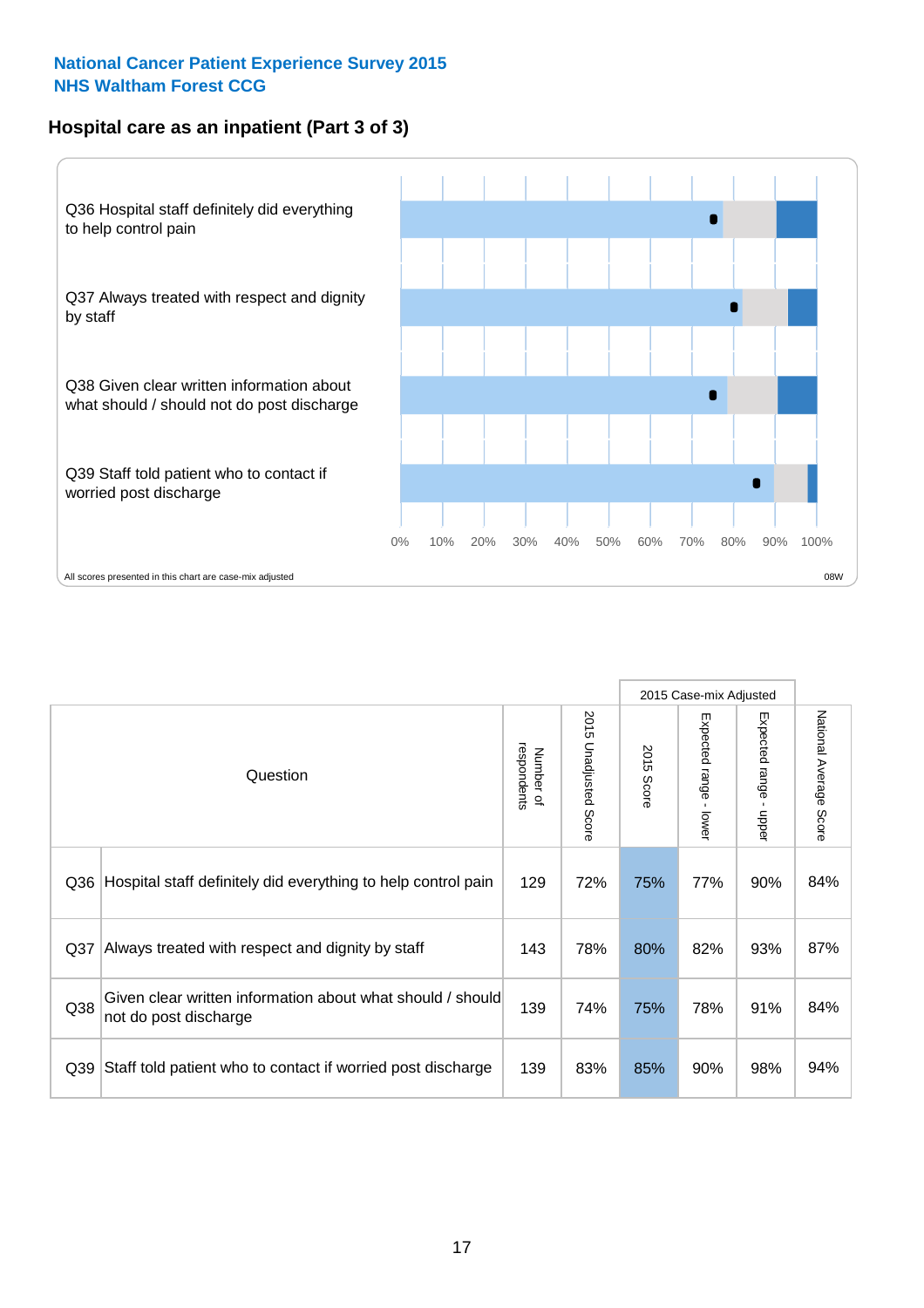National Cancer Patient Experience Survey 2015
NHS Waltham Forest CCG

## Hospital care as an inpatient (Part 3 of 3)

Q36 Hospital staff definitely did everything to help control pain

Q37 Always treated with respect and dignity by staff

Q38 Given clear written information about what should / should not do post discharge

Q39 Staff told patient who to contact if worried post discharge

0% 10% 20% 30% 40% 50% 60% 70% 80% 90% 100%

All scores presented in this chart are case-mix adjusted

08W

| | Question | Number of respondents | 2015 Unadjusted Score | 2015 Case-mix Adjusted | | | National Average Score |
|---|---|---|---|---|---|---|---|
| | | | | 2015 Score | Expected range - lower | Expected range - upper | |
| Q36 | Hospital staff definitely did everything to help control pain | 129 | 72% | 75% | 77% | 90% | 84% |
| Q37 | Always treated with respect and dignity by staff | 143 | 78% | 80% | 82% | 93% | 87% |
| Q38 | Given clear written information about what should / should not do post discharge | 139 | 74% | 75% | 78% | 91% | 84% |
| Q39 | Staff told patient who to contact if worried post discharge | 139 | 83% | 85% | 90% | 98% | 94% |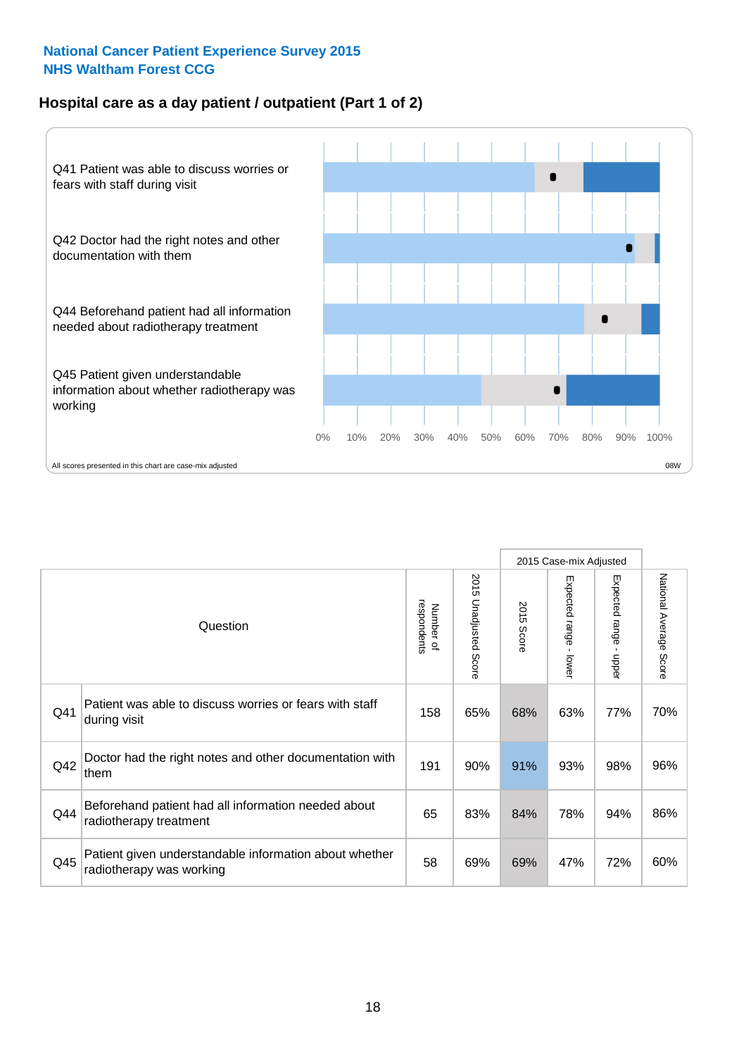National Cancer Patient Experience Survey 2015
NHS Waltham Forest CCG

## Hospital care as a day patient / outpatient (Part 1 of 2)

Q41 Patient was able to discuss worries or fears with staff during visit

Q42 Doctor had the right notes and other documentation with them

Q44 Beforehand patient had all information needed about radiotherapy treatment

Q45 Patient given understandable information about whether radiotherapy was working

0% 10% 20% 30% 40% 50% 60% 70% 80% 90% 100%

All scores presented in this chart are case-mix adjusted

08W

| Question | | Number of respondents | 2015 Unadjusted Score | 2015 Case-mix Adjusted 2015 Score | Expected range - lower | Expected range - upper | National Average Score |
|---|---|---|---|---|---|---|---|
| Q41 | Patient was able to discuss worries or fears with staff during visit | 158 | 65% | 68% | 63% | 77% | 70% |
| Q42 | Doctor had the right notes and other documentation with them | 191 | 90% | 91% | 93% | 98% | 96% |
| Q44 | Beforehand patient had all information needed about radiotherapy treatment | 65 | 83% | 84% | 78% | 94% | 86% |
| Q45 | Patient given understandable information about whether radiotherapy was working | 58 | 69% | 69% | 47% | 72% | 60% |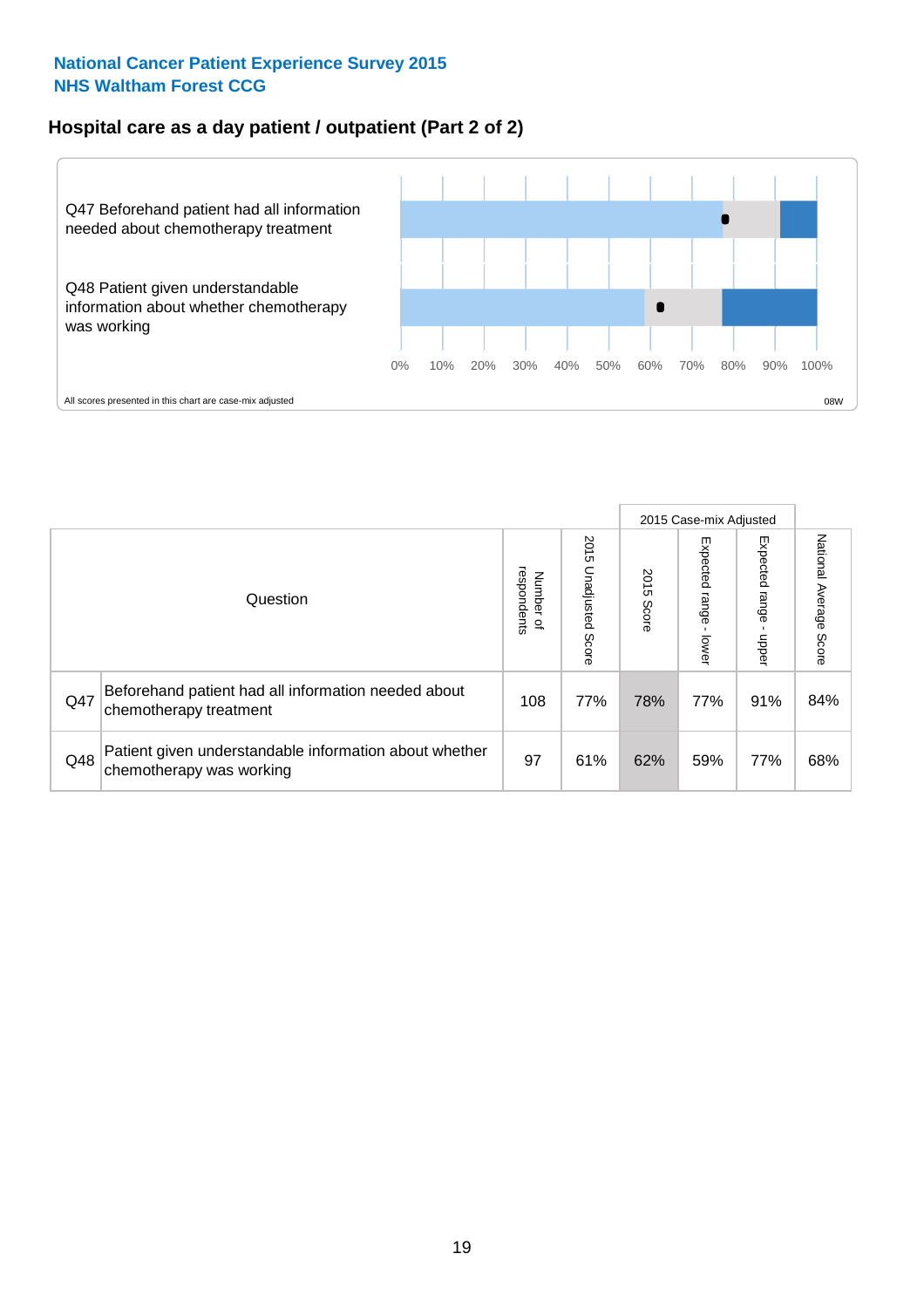National Cancer Patient Experience Survey 2015
NHS Waltham Forest CCG

## Hospital care as a day patient / outpatient (Part 2 of 2)

Q47 Beforehand patient had all information needed about chemotherapy treatment

Q48 Patient given understandable information about whether chemotherapy was working

0% 10% 20% 30% 40% 50% 60% 70% 80% 90% 100%

All scores presented in this chart are case-mix adjusted

08W

| | Question | Number of respondents | 2015 Unadjusted Score | 2015 Case-mix Adjusted: 2015 Score | 2015 Case-mix Adjusted: Expected range - lower | 2015 Case-mix Adjusted: Expected range - upper | National Average Score |
|---|---|---|---|---|---|---|---|
| Q47 | Beforehand patient had all information needed about chemotherapy treatment | 108 | 77% | 78% | 77% | 91% | 84% |
| Q48 | Patient given understandable information about whether chemotherapy was working | 97 | 61% | 62% | 59% | 77% | 68% |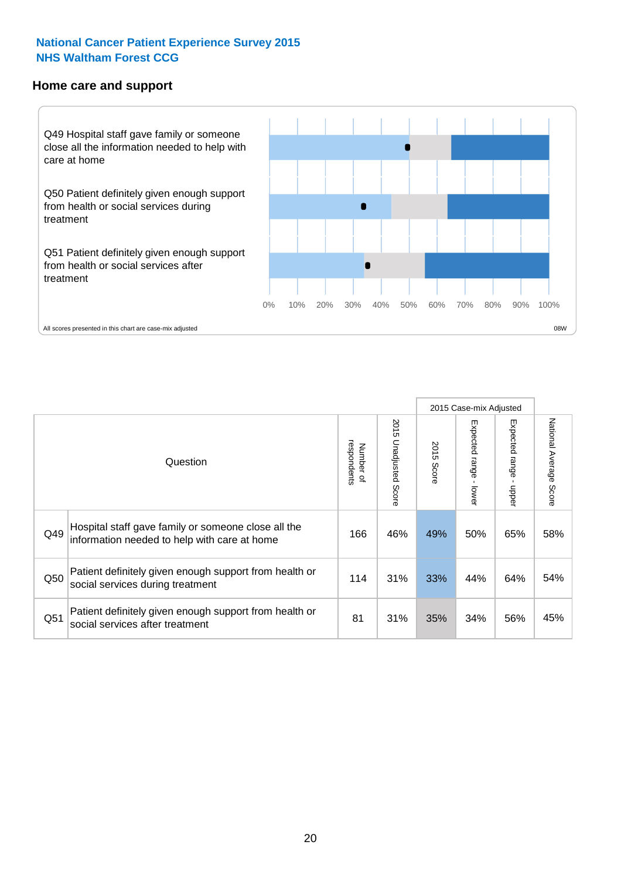National Cancer Patient Experience Survey 2015
NHS Waltham Forest CCG

## Home care and support

Q49 Hospital staff gave family or someone close all the information needed to help with care at home

Q50 Patient definitely given enough support from health or social services during treatment

Q51 Patient definitely given enough support from health or social services after treatment

0% 10% 20% 30% 40% 50% 60% 70% 80% 90% 100%

All scores presented in this chart are case-mix adjusted

08W

| | Question | Number of respondents | 2015 Unadjusted Score | 2015 Case-mix Adjusted: 2015 Score | 2015 Case-mix Adjusted: Expected range - lower | 2015 Case-mix Adjusted: Expected range - upper | National Average Score |
|---|---|---|---|---|---|---|---|
| Q49 | Hospital staff gave family or someone close all the information needed to help with care at home | 166 | 46% | 49% | 50% | 65% | 58% |
| Q50 | Patient definitely given enough support from health or social services during treatment | 114 | 31% | 33% | 44% | 64% | 54% |
| Q51 | Patient definitely given enough support from health or social services after treatment | 81 | 31% | 35% | 34% | 56% | 45% |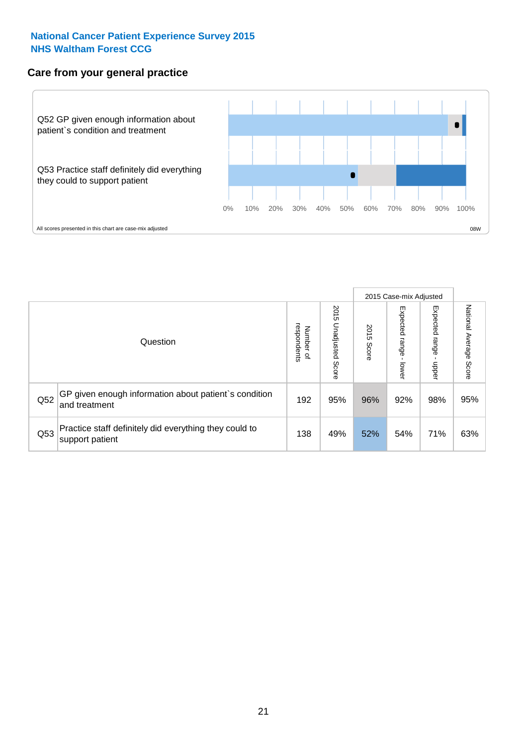National Cancer Patient Experience Survey 2015
NHS Waltham Forest CCG

## Care from your general practice

Q52 GP given enough information about patient`s condition and treatment

Q53 Practice staff definitely did everything they could to support patient

0% 10% 20% 30% 40% 50% 60% 70% 80% 90% 100%

All scores presented in this chart are case-mix adjusted

08W

| | Question | Number of respondents | 2015 Unadjusted Score | 2015 Case-mix Adjusted: 2015 Score | 2015 Case-mix Adjusted: Expected range - lower | 2015 Case-mix Adjusted: Expected range - upper | National Average Score |
|---|---|---|---|---|---|---|---|
| Q52 | GP given enough information about patient`s condition and treatment | 192 | 95% | 96% | 92% | 98% | 95% |
| Q53 | Practice staff definitely did everything they could to support patient | 138 | 49% | 52% | 54% | 71% | 63% |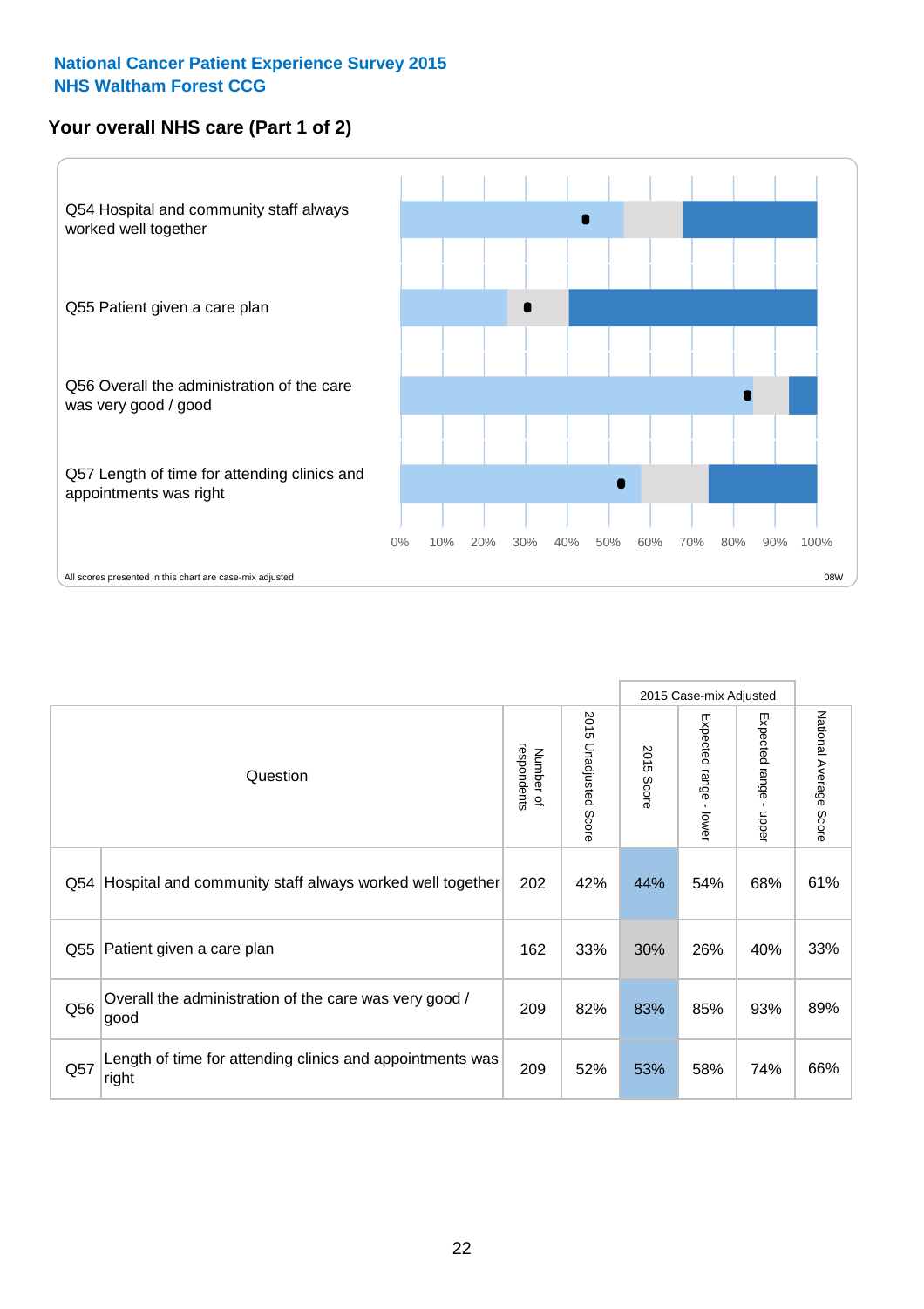**National Cancer Patient Experience Survey 2015**
**NHS Waltham Forest CCG**

## Your overall NHS care (Part 1 of 2)

Q54 Hospital and community staff always worked well together

Q55 Patient given a care plan

Q56 Overall the administration of the care was very good / good

Q57 Length of time for attending clinics and appointments was right

0% 10% 20% 30% 40% 50% 60% 70% 80% 90% 100%

All scores presented in this chart are case-mix adjusted

08W

| | Question | Number of respondents | 2015 Unadjusted Score | 2015 Case-mix Adjusted | | | National Average Score |
|---|---|---|---|---|---|---|---|
| | | | | 2015 Score | Expected range - lower | Expected range - upper | |
| Q54 | Hospital and community staff always worked well together | 202 | 42% | 44% | 54% | 68% | 61% |
| Q55 | Patient given a care plan | 162 | 33% | 30% | 26% | 40% | 33% |
| Q56 | Overall the administration of the care was very good / good | 209 | 82% | 83% | 85% | 93% | 89% |
| Q57 | Length of time for attending clinics and appointments was right | 209 | 52% | 53% | 58% | 74% | 66% |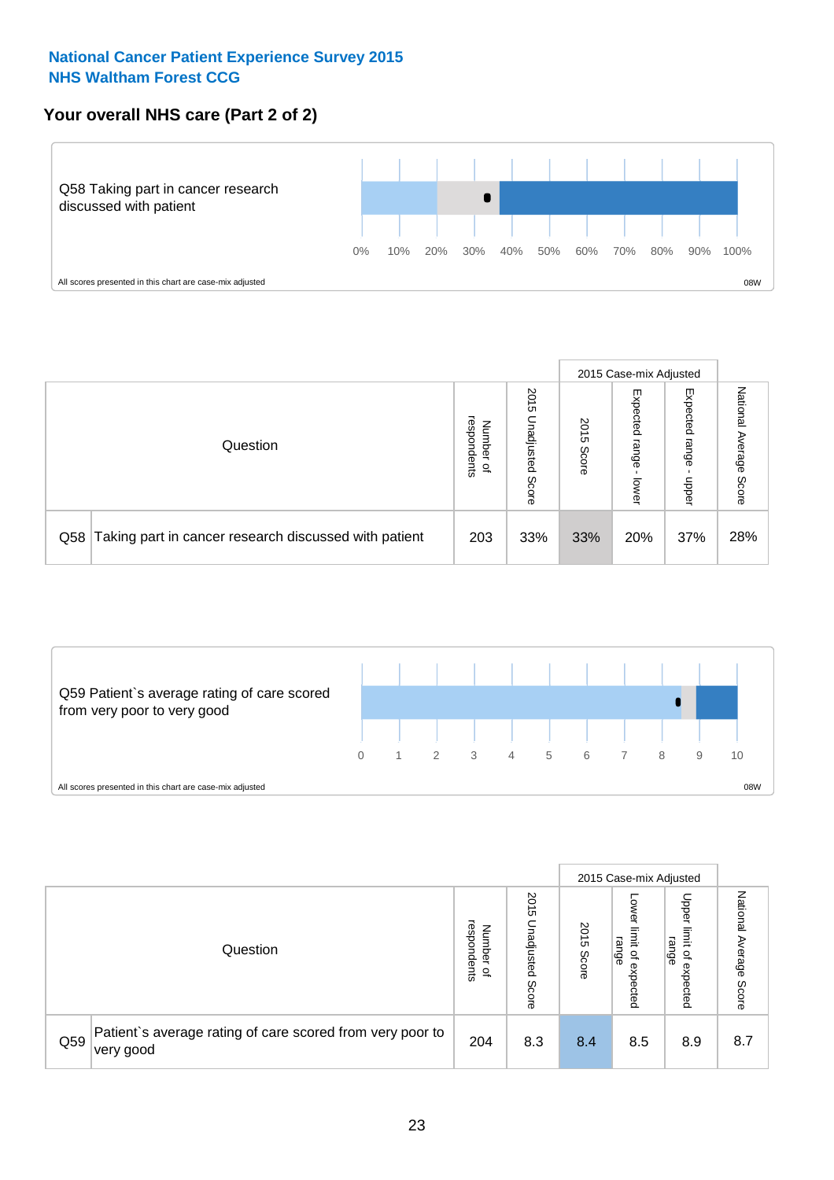**National Cancer Patient Experience Survey 2015**
**NHS Waltham Forest CCG**

## Your overall NHS care (Part 2 of 2)

Q58 Taking part in cancer research discussed with patient

0% 10% 20% 30% 40% 50% 60% 70% 80% 90% 100%

All scores presented in this chart are case-mix adjusted

08W

| Question | | Number of respondents | 2015 Unadjusted Score | 2015 Case-mix Adjusted | | | National Average Score |
|---|---|---|---|---|---|---|---|
| | | | | 2015 Score | Expected range - lower | Expected range - upper | |
| Q58 | Taking part in cancer research discussed with patient | 203 | 33% | 33% | 20% | 37% | 28% |

Q59 Patient`s average rating of care scored from very poor to very good

0 1 2 3 4 5 6 7 8 9 10

All scores presented in this chart are case-mix adjusted

08W

| Question | | Number of respondents | 2015 Unadjusted Score | 2015 Case-mix Adjusted | | | National Average Score |
|---|---|---|---|---|---|---|---|
| | | | | 2015 Score | Lower limit of expected range | Upper limit of expected range | |
| Q59 | Patient`s average rating of care scored from very poor to very good | 204 | 8.3 | 8.4 | 8.5 | 8.9 | 8.7 |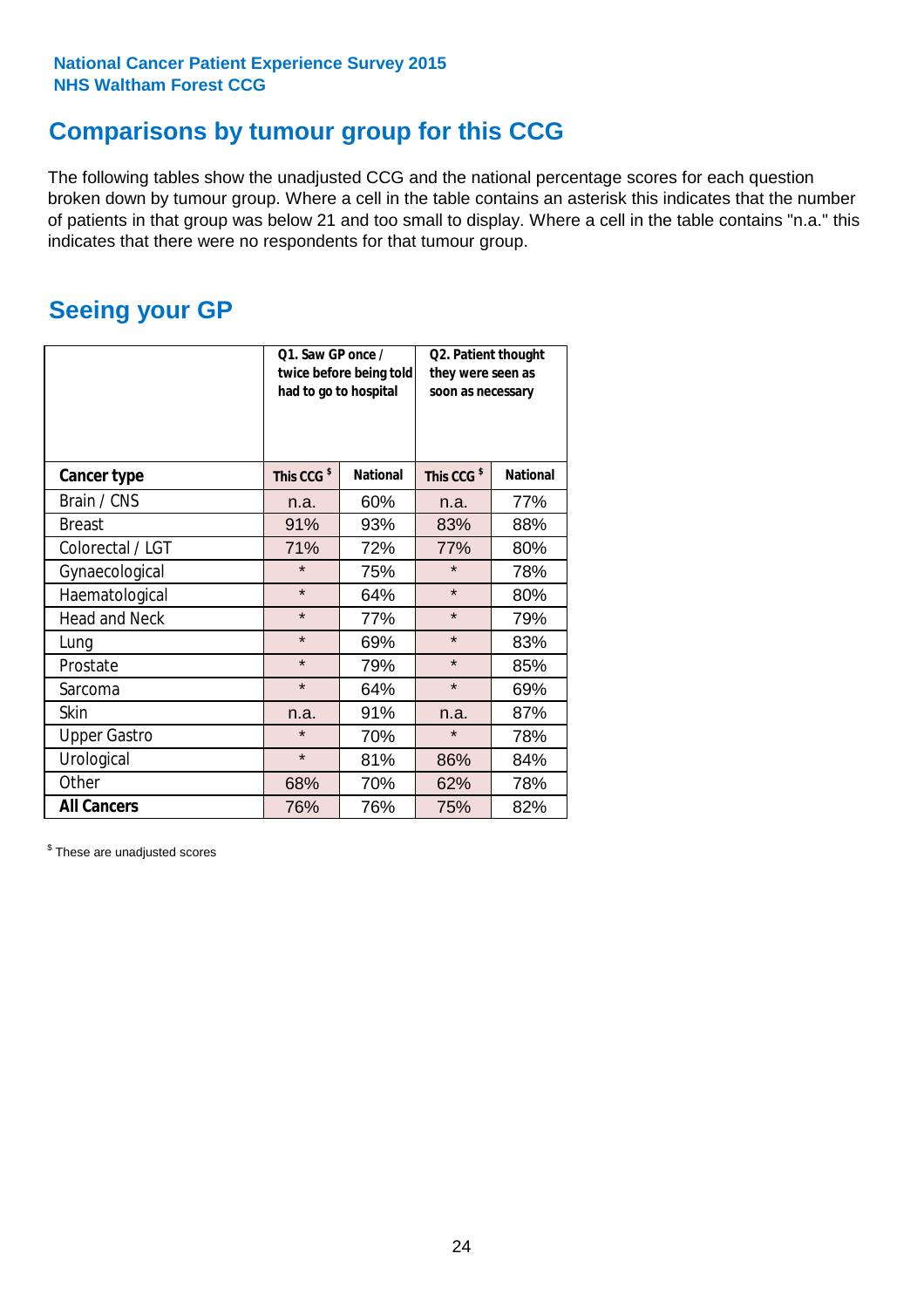**National Cancer Patient Experience Survey 2015**
**NHS Waltham Forest CCG**

# Comparisons by tumour group for this CCG

The following tables show the unadjusted CCG and the national percentage scores for each question broken down by tumour group. Where a cell in the table contains an asterisk this indicates that the number of patients in that group was below 21 and too small to display. Where a cell in the table contains "n.a." this indicates that there were no respondents for that tumour group.

## Seeing your GP

| | Q1. Saw GP once / twice before being told had to go to hospital | | Q2. Patient thought they were seen as soon as necessary | |
|---|---|---|---|---|
| **Cancer type** | **This CCG $** | **National** | **This CCG $** | **National** |
| Brain / CNS | n.a. | 60% | n.a. | 77% |
| Breast | 91% | 93% | 83% | 88% |
| Colorectal / LGT | 71% | 72% | 77% | 80% |
| Gynaecological | * | 75% | * | 78% |
| Haematological | * | 64% | * | 80% |
| Head and Neck | * | 77% | * | 79% |
| Lung | * | 69% | * | 83% |
| Prostate | * | 79% | * | 85% |
| Sarcoma | * | 64% | * | 69% |
| Skin | n.a. | 91% | n.a. | 87% |
| Upper Gastro | * | 70% | * | 78% |
| Urological | * | 81% | 86% | 84% |
| Other | 68% | 70% | 62% | 78% |
| **All Cancers** | 76% | 76% | 75% | 82% |

$ These are unadjusted scores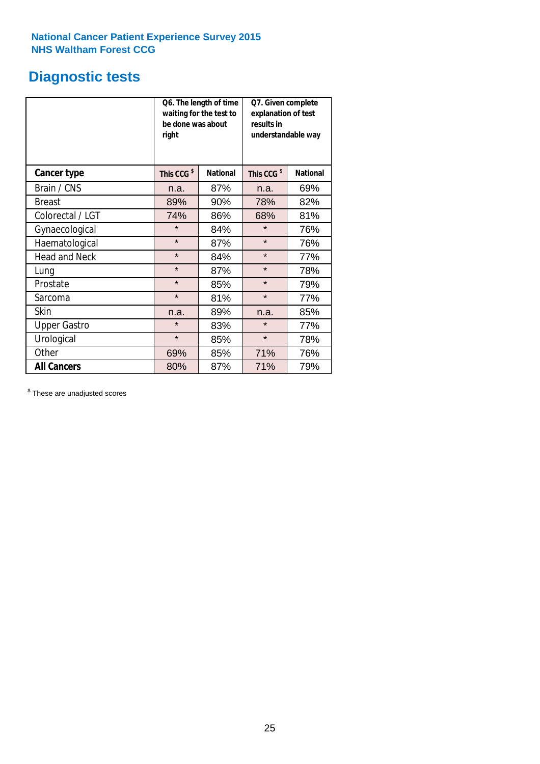National Cancer Patient Experience Survey 2015
NHS Waltham Forest CCG

# Diagnostic tests

| | Q6. The length of time waiting for the test to be done was about right | | Q7. Given complete explanation of test results in understandable way | |
|---|---|---|---|---|
| **Cancer type** | **This CCG $** | **National** | **This CCG $** | **National** |
| Brain / CNS | n.a. | 87% | n.a. | 69% |
| Breast | 89% | 90% | 78% | 82% |
| Colorectal / LGT | 74% | 86% | 68% | 81% |
| Gynaecological | * | 84% | * | 76% |
| Haematological | * | 87% | * | 76% |
| Head and Neck | * | 84% | * | 77% |
| Lung | * | 87% | * | 78% |
| Prostate | * | 85% | * | 79% |
| Sarcoma | * | 81% | * | 77% |
| Skin | n.a. | 89% | n.a. | 85% |
| Upper Gastro | * | 83% | * | 77% |
| Urological | * | 85% | * | 78% |
| Other | 69% | 85% | 71% | 76% |
| **All Cancers** | 80% | 87% | 71% | 79% |

$ These are unadjusted scores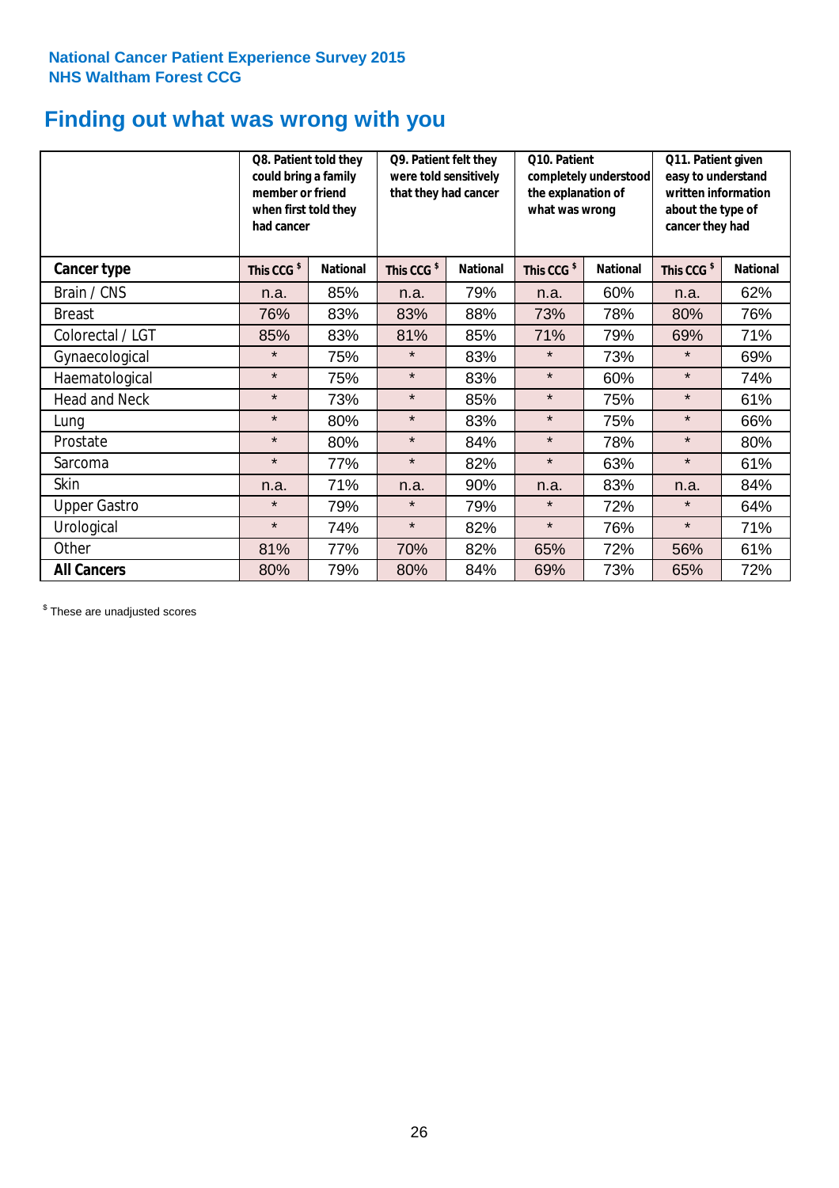National Cancer Patient Experience Survey 2015
NHS Waltham Forest CCG

# Finding out what was wrong with you

| | Q8. Patient told they could bring a family member or friend when first told they had cancer | | Q9. Patient felt they were told sensitively that they had cancer | | Q10. Patient completely understood the explanation of what was wrong | | Q11. Patient given easy to understand written information about the type of cancer they had | |
|---|---|---|---|---|---|---|---|---|
| **Cancer type** | This CCG $ | National | This CCG $ | National | This CCG $ | National | This CCG $ | National |
| Brain / CNS | n.a. | 85% | n.a. | 79% | n.a. | 60% | n.a. | 62% |
| Breast | 76% | 83% | 83% | 88% | 73% | 78% | 80% | 76% |
| Colorectal / LGT | 85% | 83% | 81% | 85% | 71% | 79% | 69% | 71% |
| Gynaecological | * | 75% | * | 83% | * | 73% | * | 69% |
| Haematological | * | 75% | * | 83% | * | 60% | * | 74% |
| Head and Neck | * | 73% | * | 85% | * | 75% | * | 61% |
| Lung | * | 80% | * | 83% | * | 75% | * | 66% |
| Prostate | * | 80% | * | 84% | * | 78% | * | 80% |
| Sarcoma | * | 77% | * | 82% | * | 63% | * | 61% |
| Skin | n.a. | 71% | n.a. | 90% | n.a. | 83% | n.a. | 84% |
| Upper Gastro | * | 79% | * | 79% | * | 72% | * | 64% |
| Urological | * | 74% | * | 82% | * | 76% | * | 71% |
| Other | 81% | 77% | 70% | 82% | 65% | 72% | 56% | 61% |
| **All Cancers** | 80% | 79% | 80% | 84% | 69% | 73% | 65% | 72% |

$ These are unadjusted scores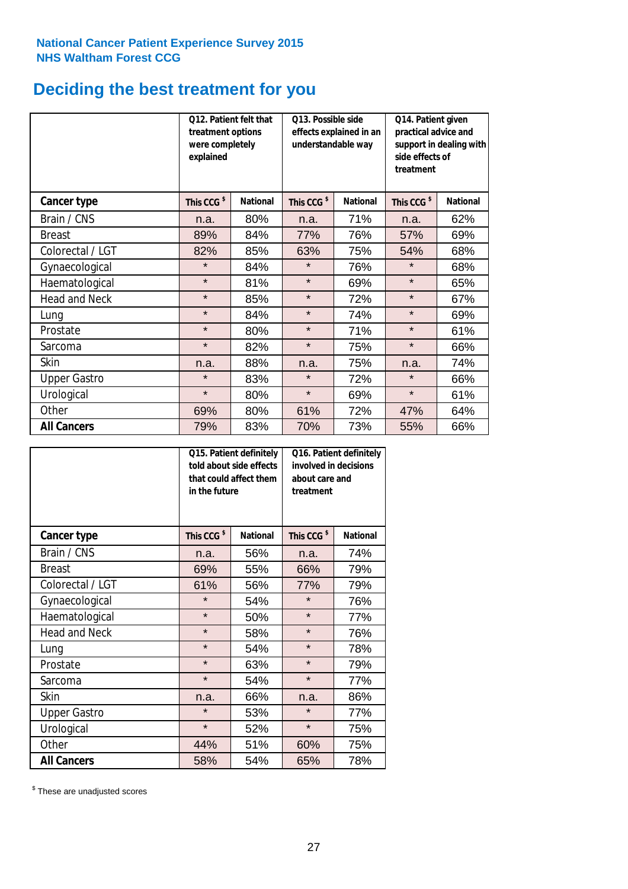**National Cancer Patient Experience Survey 2015**
**NHS Waltham Forest CCG**

# Deciding the best treatment for you

| | Q12. Patient felt that treatment options were completely explained | | Q13. Possible side effects explained in an understandable way | | Q14. Patient given practical advice and support in dealing with side effects of treatment | |
|---|---|---|---|---|---|---|
| **Cancer type** | This CCG $ | National | This CCG $ | National | This CCG $ | National |
| Brain / CNS | n.a. | 80% | n.a. | 71% | n.a. | 62% |
| Breast | 89% | 84% | 77% | 76% | 57% | 69% |
| Colorectal / LGT | 82% | 85% | 63% | 75% | 54% | 68% |
| Gynaecological | * | 84% | * | 76% | * | 68% |
| Haematological | * | 81% | * | 69% | * | 65% |
| Head and Neck | * | 85% | * | 72% | * | 67% |
| Lung | * | 84% | * | 74% | * | 69% |
| Prostate | * | 80% | * | 71% | * | 61% |
| Sarcoma | * | 82% | * | 75% | * | 66% |
| Skin | n.a. | 88% | n.a. | 75% | n.a. | 74% |
| Upper Gastro | * | 83% | * | 72% | * | 66% |
| Urological | * | 80% | * | 69% | * | 61% |
| Other | 69% | 80% | 61% | 72% | 47% | 64% |
| **All Cancers** | 79% | 83% | 70% | 73% | 55% | 66% |

| | Q15. Patient definitely told about side effects that could affect them in the future | | Q16. Patient definitely involved in decisions about care and treatment | |
|---|---|---|---|---|
| **Cancer type** | This CCG $ | National | This CCG $ | National |
| Brain / CNS | n.a. | 56% | n.a. | 74% |
| Breast | 69% | 55% | 66% | 79% |
| Colorectal / LGT | 61% | 56% | 77% | 79% |
| Gynaecological | * | 54% | * | 76% |
| Haematological | * | 50% | * | 77% |
| Head and Neck | * | 58% | * | 76% |
| Lung | * | 54% | * | 78% |
| Prostate | * | 63% | * | 79% |
| Sarcoma | * | 54% | * | 77% |
| Skin | n.a. | 66% | n.a. | 86% |
| Upper Gastro | * | 53% | * | 77% |
| Urological | * | 52% | * | 75% |
| Other | 44% | 51% | 60% | 75% |
| **All Cancers** | 58% | 54% | 65% | 78% |

$ These are unadjusted scores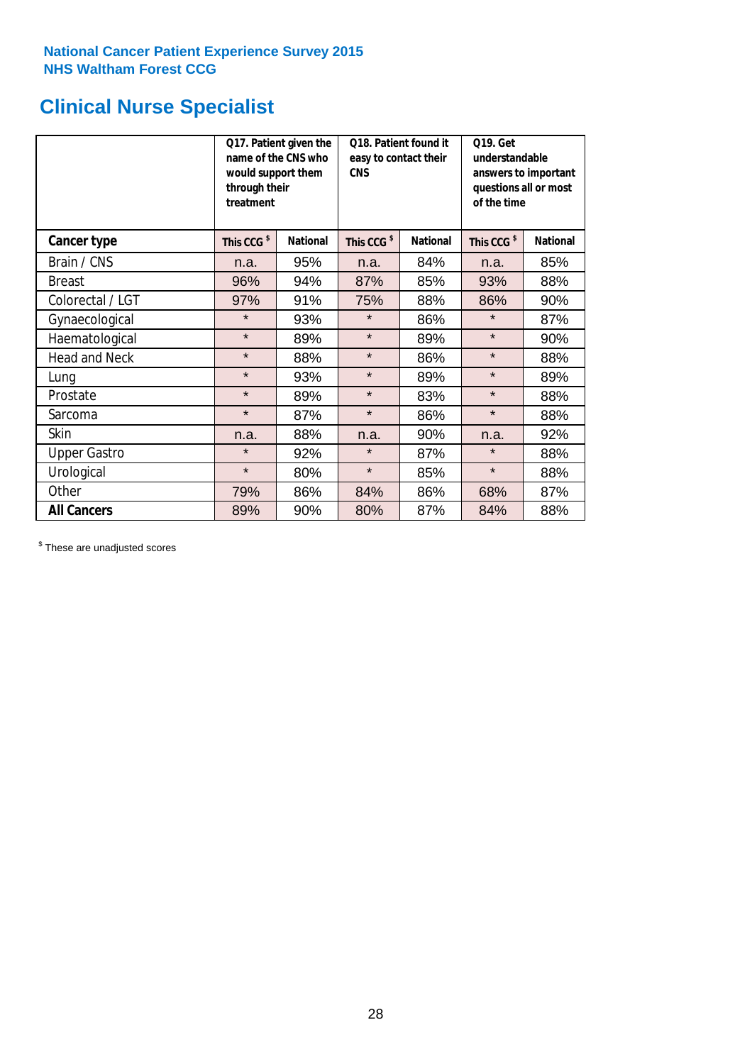National Cancer Patient Experience Survey 2015
NHS Waltham Forest CCG

# Clinical Nurse Specialist

| | Q17. Patient given the name of the CNS who would support them through their treatment | | Q18. Patient found it easy to contact their CNS | | Q19. Get understandable answers to important questions all or most of the time | |
|---|---|---|---|---|---|---|
| **Cancer type** | **This CCG $** | **National** | **This CCG $** | **National** | **This CCG $** | **National** |
| Brain / CNS | n.a. | 95% | n.a. | 84% | n.a. | 85% |
| Breast | 96% | 94% | 87% | 85% | 93% | 88% |
| Colorectal / LGT | 97% | 91% | 75% | 88% | 86% | 90% |
| Gynaecological | * | 93% | * | 86% | * | 87% |
| Haematological | * | 89% | * | 89% | * | 90% |
| Head and Neck | * | 88% | * | 86% | * | 88% |
| Lung | * | 93% | * | 89% | * | 89% |
| Prostate | * | 89% | * | 83% | * | 88% |
| Sarcoma | * | 87% | * | 86% | * | 88% |
| Skin | n.a. | 88% | n.a. | 90% | n.a. | 92% |
| Upper Gastro | * | 92% | * | 87% | * | 88% |
| Urological | * | 80% | * | 85% | * | 88% |
| Other | 79% | 86% | 84% | 86% | 68% | 87% |
| **All Cancers** | 89% | 90% | 80% | 87% | 84% | 88% |

$ These are unadjusted scores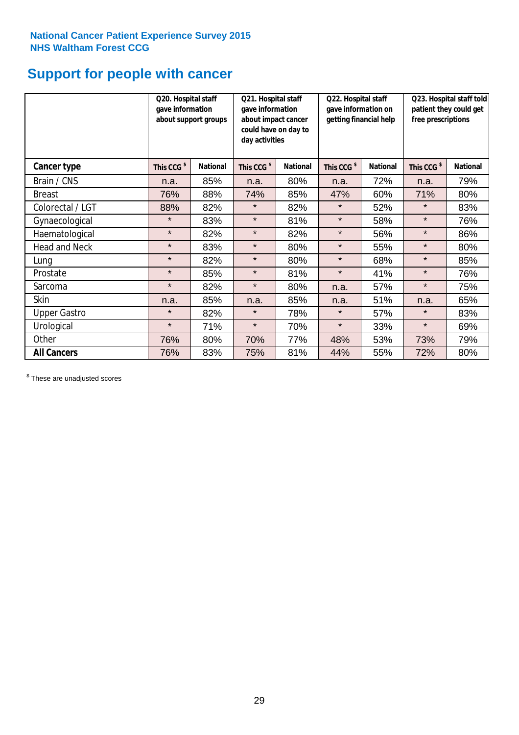**National Cancer Patient Experience Survey 2015**
**NHS Waltham Forest CCG**

# Support for people with cancer

| | Q20. Hospital staff gave information about support groups | | Q21. Hospital staff gave information about impact cancer could have on day to day activities | | Q22. Hospital staff gave information on getting financial help | | Q23. Hospital staff told patient they could get free prescriptions | |
|---|---|---|---|---|---|---|---|---|
| **Cancer type** | **This CCG $** | **National** | **This CCG $** | **National** | **This CCG $** | **National** | **This CCG $** | **National** |
| Brain / CNS | n.a. | 85% | n.a. | 80% | n.a. | 72% | n.a. | 79% |
| Breast | 76% | 88% | 74% | 85% | 47% | 60% | 71% | 80% |
| Colorectal / LGT | 88% | 82% | * | 82% | * | 52% | * | 83% |
| Gynaecological | * | 83% | * | 81% | * | 58% | * | 76% |
| Haematological | * | 82% | * | 82% | * | 56% | * | 86% |
| Head and Neck | * | 83% | * | 80% | * | 55% | * | 80% |
| Lung | * | 82% | * | 80% | * | 68% | * | 85% |
| Prostate | * | 85% | * | 81% | * | 41% | * | 76% |
| Sarcoma | * | 82% | * | 80% | n.a. | 57% | * | 75% |
| Skin | n.a. | 85% | n.a. | 85% | n.a. | 51% | n.a. | 65% |
| Upper Gastro | * | 82% | * | 78% | * | 57% | * | 83% |
| Urological | * | 71% | * | 70% | * | 33% | * | 69% |
| Other | 76% | 80% | 70% | 77% | 48% | 53% | 73% | 79% |
| **All Cancers** | 76% | 83% | 75% | 81% | 44% | 55% | 72% | 80% |

$ These are unadjusted scores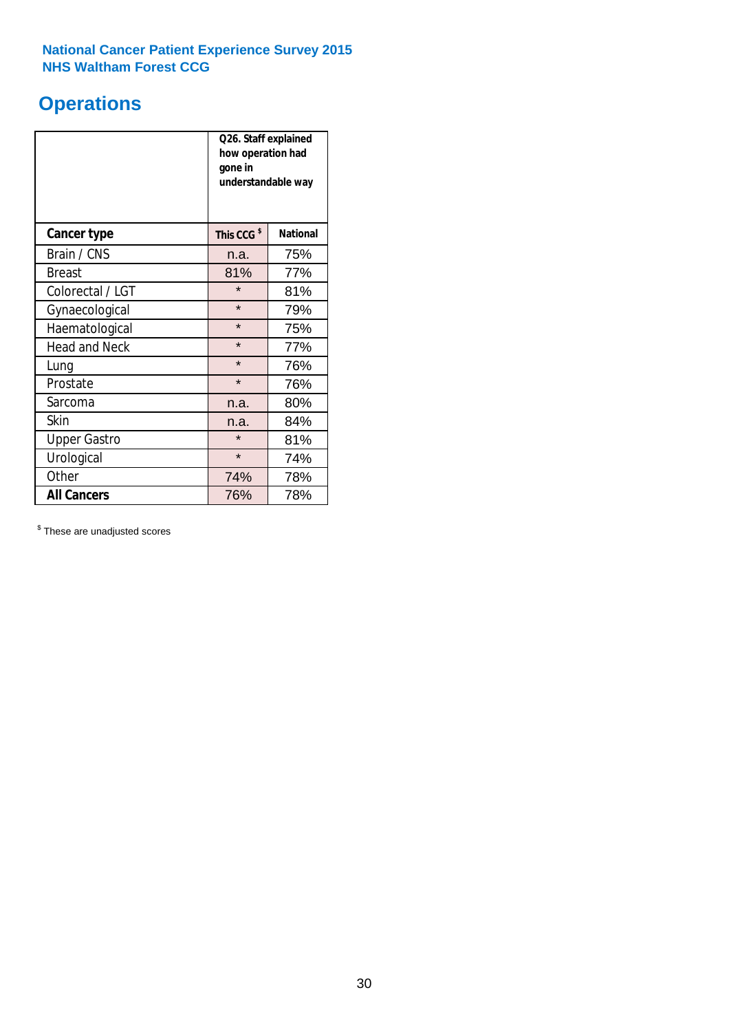**National Cancer Patient Experience Survey 2015**
**NHS Waltham Forest CCG**

# Operations

| | Q26. Staff explained how operation had gone in understandable way | |
|---|---|---|
| **Cancer type** | **This CCG [$]** | **National** |
| Brain / CNS | n.a. | 75% |
| Breast | 81% | 77% |
| Colorectal / LGT | * | 81% |
| Gynaecological | * | 79% |
| Haematological | * | 75% |
| Head and Neck | * | 77% |
| Lung | * | 76% |
| Prostate | * | 76% |
| Sarcoma | n.a. | 80% |
| Skin | n.a. | 84% |
| Upper Gastro | * | 81% |
| Urological | * | 74% |
| Other | 74% | 78% |
| **All Cancers** | 76% | 78% |

[$] These are unadjusted scores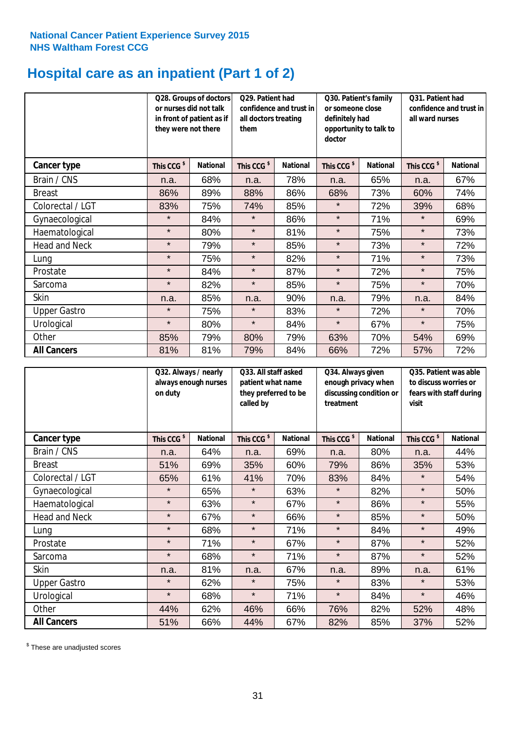National Cancer Patient Experience Survey 2015
NHS Waltham Forest CCG

# Hospital care as an inpatient (Part 1 of 2)

| | Q28. Groups of doctors or nurses did not talk in front of patient as if they were not there | | Q29. Patient had confidence and trust in all doctors treating them | | Q30. Patient's family or someone close definitely had opportunity to talk to doctor | | Q31. Patient had confidence and trust in all ward nurses | |
|---|---|---|---|---|---|---|---|---|
| **Cancer type** | This CCG $ | National | This CCG $ | National | This CCG $ | National | This CCG $ | National |
| Brain / CNS | n.a. | 68% | n.a. | 78% | n.a. | 65% | n.a. | 67% |
| Breast | 86% | 89% | 88% | 86% | 68% | 73% | 60% | 74% |
| Colorectal / LGT | 83% | 75% | 74% | 85% | * | 72% | 39% | 68% |
| Gynaecological | * | 84% | * | 86% | * | 71% | * | 69% |
| Haematological | * | 80% | * | 81% | * | 75% | * | 73% |
| Head and Neck | * | 79% | * | 85% | * | 73% | * | 72% |
| Lung | * | 75% | * | 82% | * | 71% | * | 73% |
| Prostate | * | 84% | * | 87% | * | 72% | * | 75% |
| Sarcoma | * | 82% | * | 85% | * | 75% | * | 70% |
| Skin | n.a. | 85% | n.a. | 90% | n.a. | 79% | n.a. | 84% |
| Upper Gastro | * | 75% | * | 83% | * | 72% | * | 70% |
| Urological | * | 80% | * | 84% | * | 67% | * | 75% |
| Other | 85% | 79% | 80% | 79% | 63% | 70% | 54% | 69% |
| **All Cancers** | 81% | 81% | 79% | 84% | 66% | 72% | 57% | 72% |

| | Q32. Always / nearly always enough nurses on duty | | Q33. All staff asked patient what name they preferred to be called by | | Q34. Always given enough privacy when discussing condition or treatment | | Q35. Patient was able to discuss worries or fears with staff during visit | |
|---|---|---|---|---|---|---|---|---|
| **Cancer type** | This CCG $ | National | This CCG $ | National | This CCG $ | National | This CCG $ | National |
| Brain / CNS | n.a. | 64% | n.a. | 69% | n.a. | 80% | n.a. | 44% |
| Breast | 51% | 69% | 35% | 60% | 79% | 86% | 35% | 53% |
| Colorectal / LGT | 65% | 61% | 41% | 70% | 83% | 84% | * | 54% |
| Gynaecological | * | 65% | * | 63% | * | 82% | * | 50% |
| Haematological | * | 63% | * | 67% | * | 86% | * | 55% |
| Head and Neck | * | 67% | * | 66% | * | 85% | * | 50% |
| Lung | * | 68% | * | 71% | * | 84% | * | 49% |
| Prostate | * | 71% | * | 67% | * | 87% | * | 52% |
| Sarcoma | * | 68% | * | 71% | * | 87% | * | 52% |
| Skin | n.a. | 81% | n.a. | 67% | n.a. | 89% | n.a. | 61% |
| Upper Gastro | * | 62% | * | 75% | * | 83% | * | 53% |
| Urological | * | 68% | * | 71% | * | 84% | * | 46% |
| Other | 44% | 62% | 46% | 66% | 76% | 82% | 52% | 48% |
| **All Cancers** | 51% | 66% | 44% | 67% | 82% | 85% | 37% | 52% |

$ These are unadjusted scores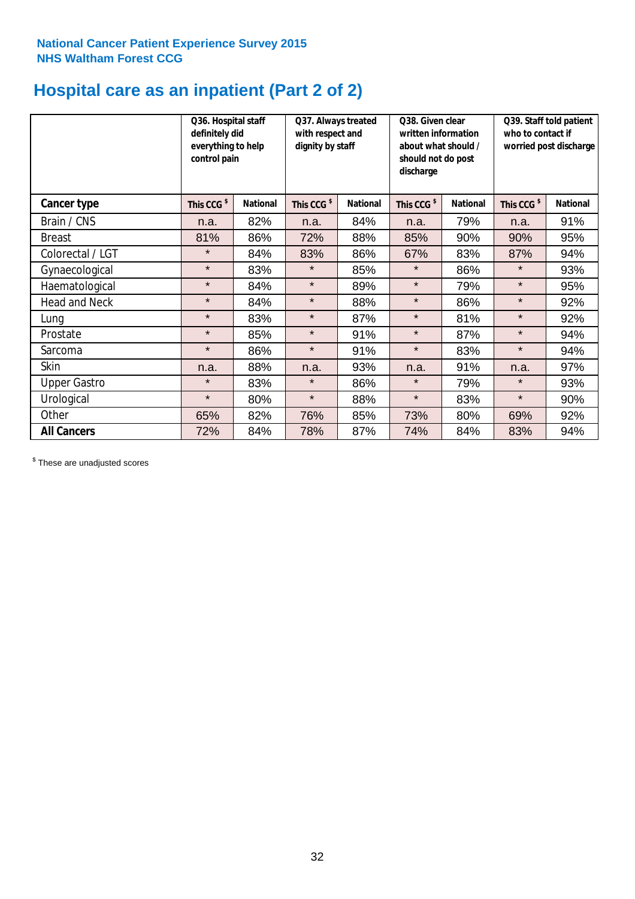National Cancer Patient Experience Survey 2015
NHS Waltham Forest CCG

# Hospital care as an inpatient (Part 2 of 2)

| | Q36. Hospital staff definitely did everything to help control pain | | Q37. Always treated with respect and dignity by staff | | Q38. Given clear written information about what should / should not do post discharge | | Q39. Staff told patient who to contact if worried post discharge | |
|---|---|---|---|---|---|---|---|---|
| **Cancer type** | This CCG $ | National | This CCG $ | National | This CCG $ | National | This CCG $ | National |
| Brain / CNS | n.a. | 82% | n.a. | 84% | n.a. | 79% | n.a. | 91% |
| Breast | 81% | 86% | 72% | 88% | 85% | 90% | 90% | 95% |
| Colorectal / LGT | * | 84% | 83% | 86% | 67% | 83% | 87% | 94% |
| Gynaecological | * | 83% | * | 85% | * | 86% | * | 93% |
| Haematological | * | 84% | * | 89% | * | 79% | * | 95% |
| Head and Neck | * | 84% | * | 88% | * | 86% | * | 92% |
| Lung | * | 83% | * | 87% | * | 81% | * | 92% |
| Prostate | * | 85% | * | 91% | * | 87% | * | 94% |
| Sarcoma | * | 86% | * | 91% | * | 83% | * | 94% |
| Skin | n.a. | 88% | n.a. | 93% | n.a. | 91% | n.a. | 97% |
| Upper Gastro | * | 83% | * | 86% | * | 79% | * | 93% |
| Urological | * | 80% | * | 88% | * | 83% | * | 90% |
| Other | 65% | 82% | 76% | 85% | 73% | 80% | 69% | 92% |
| **All Cancers** | 72% | 84% | 78% | 87% | 74% | 84% | 83% | 94% |

$ These are unadjusted scores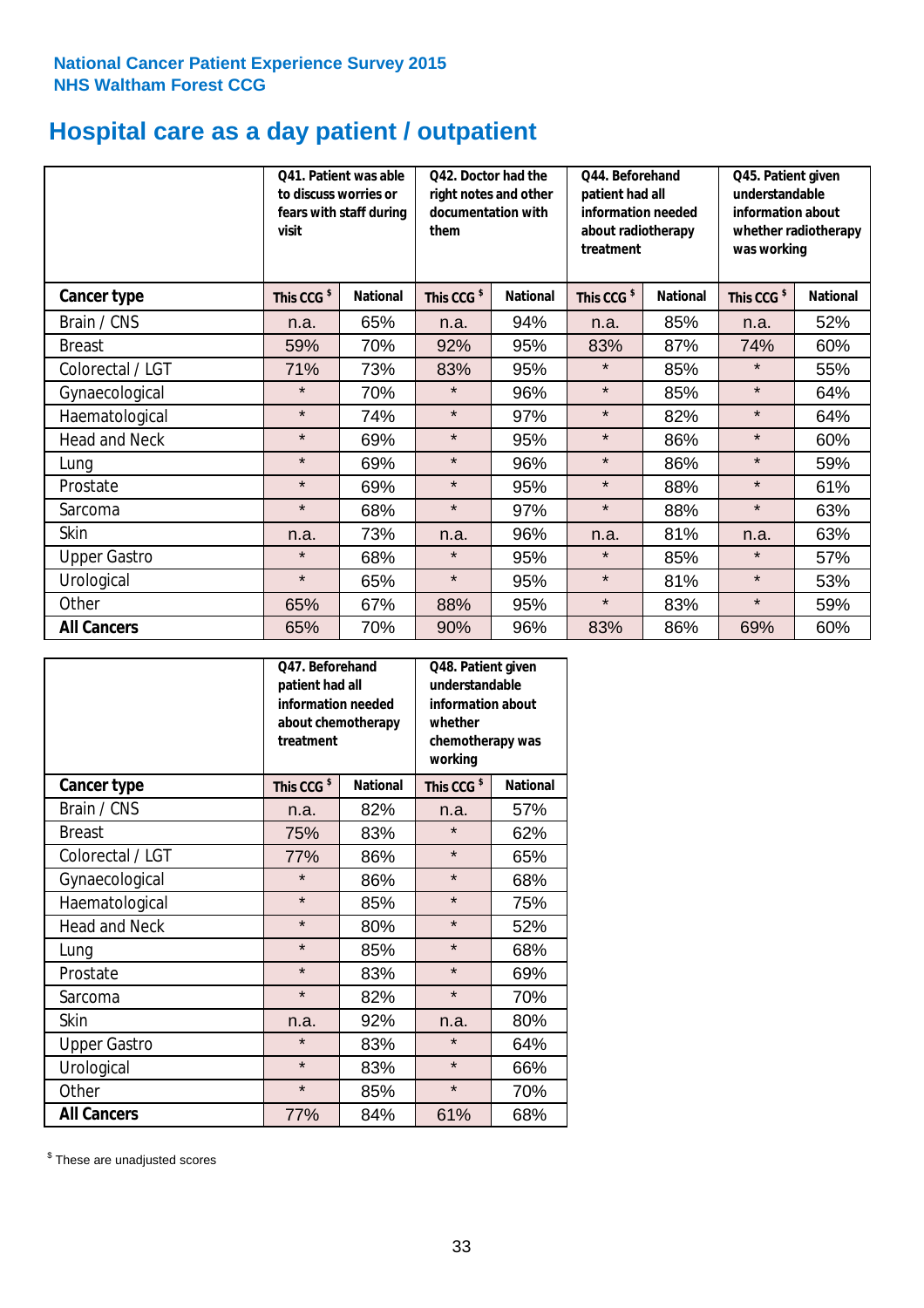National Cancer Patient Experience Survey 2015
NHS Waltham Forest CCG

# Hospital care as a day patient / outpatient

| | Q41. Patient was able to discuss worries or fears with staff during visit | | Q42. Doctor had the right notes and other documentation with them | | Q44. Beforehand patient had all information needed about radiotherapy treatment | | Q45. Patient given understandable information about whether radiotherapy was working | |
|---|---|---|---|---|---|---|---|---|
| **Cancer type** | This CCG $ | National | This CCG $ | National | This CCG $ | National | This CCG $ | National |
| Brain / CNS | n.a. | 65% | n.a. | 94% | n.a. | 85% | n.a. | 52% |
| Breast | 59% | 70% | 92% | 95% | 83% | 87% | 74% | 60% |
| Colorectal / LGT | 71% | 73% | 83% | 95% | * | 85% | * | 55% |
| Gynaecological | * | 70% | * | 96% | * | 85% | * | 64% |
| Haematological | * | 74% | * | 97% | * | 82% | * | 64% |
| Head and Neck | * | 69% | * | 95% | * | 86% | * | 60% |
| Lung | * | 69% | * | 96% | * | 86% | * | 59% |
| Prostate | * | 69% | * | 95% | * | 88% | * | 61% |
| Sarcoma | * | 68% | * | 97% | * | 88% | * | 63% |
| Skin | n.a. | 73% | n.a. | 96% | n.a. | 81% | n.a. | 63% |
| Upper Gastro | * | 68% | * | 95% | * | 85% | * | 57% |
| Urological | * | 65% | * | 95% | * | 81% | * | 53% |
| Other | 65% | 67% | 88% | 95% | * | 83% | * | 59% |
| **All Cancers** | 65% | 70% | 90% | 96% | 83% | 86% | 69% | 60% |

| | Q47. Beforehand patient had all information needed about chemotherapy treatment | | Q48. Patient given understandable information about whether chemotherapy was working | |
|---|---|---|---|---|
| **Cancer type** | This CCG $ | National | This CCG $ | National |
| Brain / CNS | n.a. | 82% | n.a. | 57% |
| Breast | 75% | 83% | * | 62% |
| Colorectal / LGT | 77% | 86% | * | 65% |
| Gynaecological | * | 86% | * | 68% |
| Haematological | * | 85% | * | 75% |
| Head and Neck | * | 80% | * | 52% |
| Lung | * | 85% | * | 68% |
| Prostate | * | 83% | * | 69% |
| Sarcoma | * | 82% | * | 70% |
| Skin | n.a. | 92% | n.a. | 80% |
| Upper Gastro | * | 83% | * | 64% |
| Urological | * | 83% | * | 66% |
| Other | * | 85% | * | 70% |
| **All Cancers** | 77% | 84% | 61% | 68% |

$ These are unadjusted scores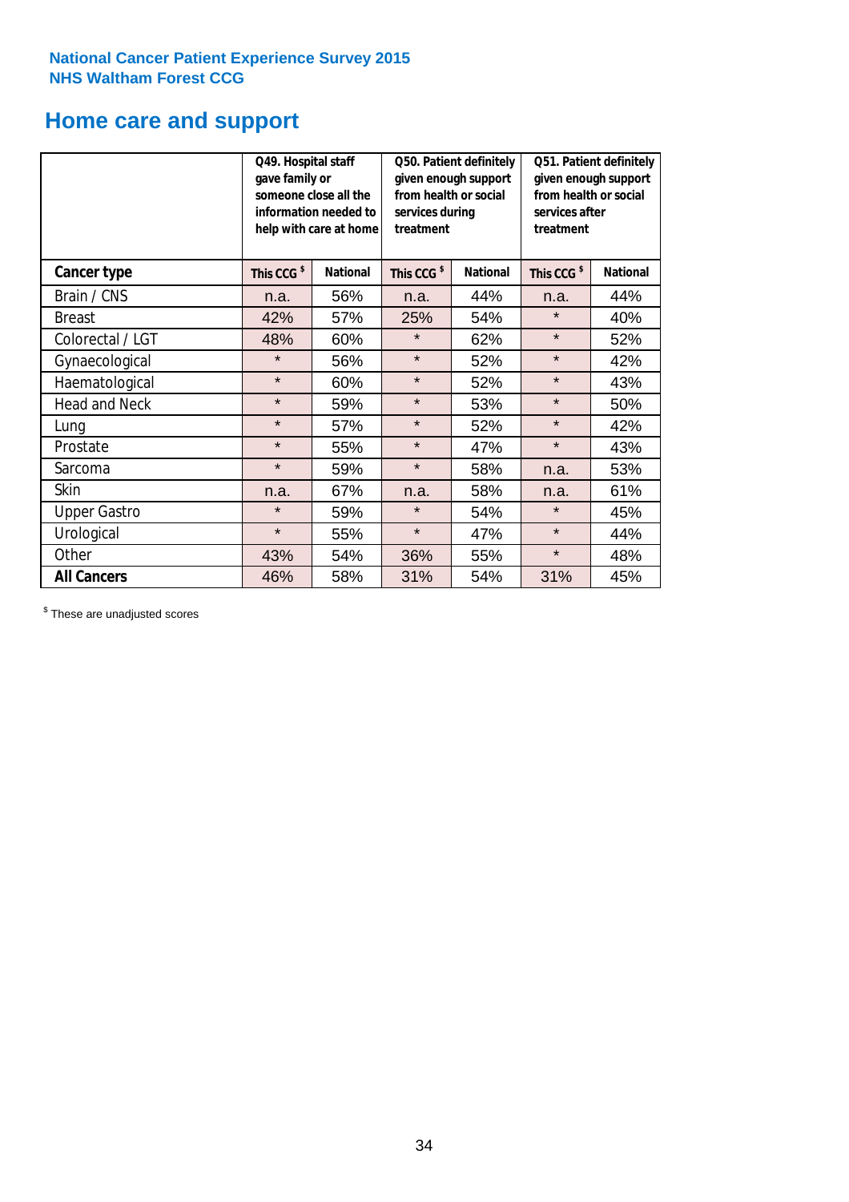National Cancer Patient Experience Survey 2015
NHS Waltham Forest CCG

# Home care and support

| | Q49. Hospital staff gave family or someone close all the information needed to help with care at home | | Q50. Patient definitely given enough support from health or social services during treatment | | Q51. Patient definitely given enough support from health or social services after treatment | |
|---|---|---|---|---|---|---|
| **Cancer type** | **This CCG $** | **National** | **This CCG $** | **National** | **This CCG $** | **National** |
| Brain / CNS | n.a. | 56% | n.a. | 44% | n.a. | 44% |
| Breast | 42% | 57% | 25% | 54% | * | 40% |
| Colorectal / LGT | 48% | 60% | * | 62% | * | 52% |
| Gynaecological | * | 56% | * | 52% | * | 42% |
| Haematological | * | 60% | * | 52% | * | 43% |
| Head and Neck | * | 59% | * | 53% | * | 50% |
| Lung | * | 57% | * | 52% | * | 42% |
| Prostate | * | 55% | * | 47% | * | 43% |
| Sarcoma | * | 59% | * | 58% | n.a. | 53% |
| Skin | n.a. | 67% | n.a. | 58% | n.a. | 61% |
| Upper Gastro | * | 59% | * | 54% | * | 45% |
| Urological | * | 55% | * | 47% | * | 44% |
| Other | 43% | 54% | 36% | 55% | * | 48% |
| **All Cancers** | 46% | 58% | 31% | 54% | 31% | 45% |

$ These are unadjusted scores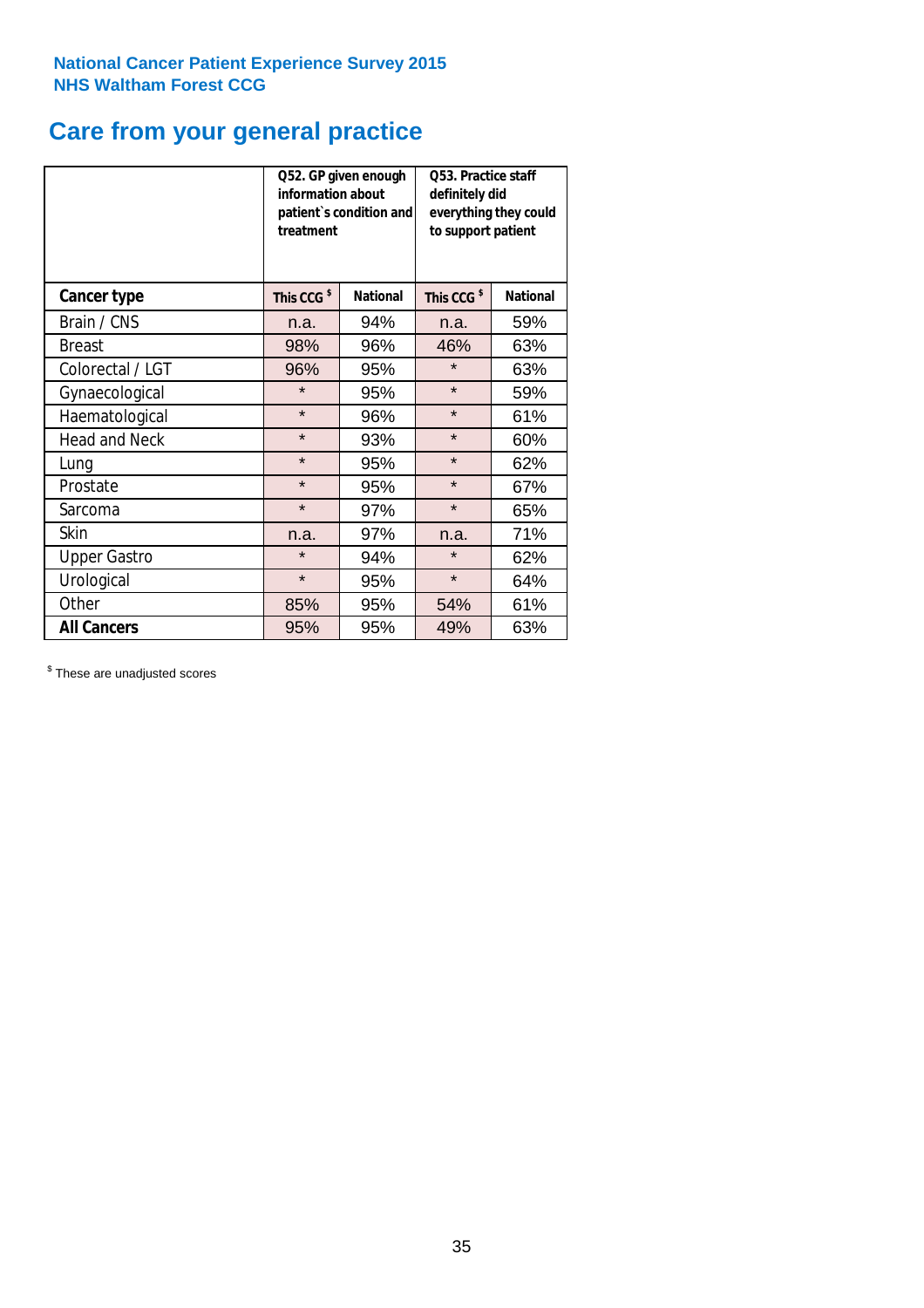National Cancer Patient Experience Survey 2015
NHS Waltham Forest CCG

# Care from your general practice

| | Q52. GP given enough information about patient`s condition and treatment | | Q53. Practice staff definitely did everything they could to support patient | |
|---|---|---|---|---|
| **Cancer type** | **This CCG $** | **National** | **This CCG $** | **National** |
| Brain / CNS | n.a. | 94% | n.a. | 59% |
| Breast | 98% | 96% | 46% | 63% |
| Colorectal / LGT | 96% | 95% | * | 63% |
| Gynaecological | * | 95% | * | 59% |
| Haematological | * | 96% | * | 61% |
| Head and Neck | * | 93% | * | 60% |
| Lung | * | 95% | * | 62% |
| Prostate | * | 95% | * | 67% |
| Sarcoma | * | 97% | * | 65% |
| Skin | n.a. | 97% | n.a. | 71% |
| Upper Gastro | * | 94% | * | 62% |
| Urological | * | 95% | * | 64% |
| Other | 85% | 95% | 54% | 61% |
| **All Cancers** | 95% | 95% | 49% | 63% |

$ These are unadjusted scores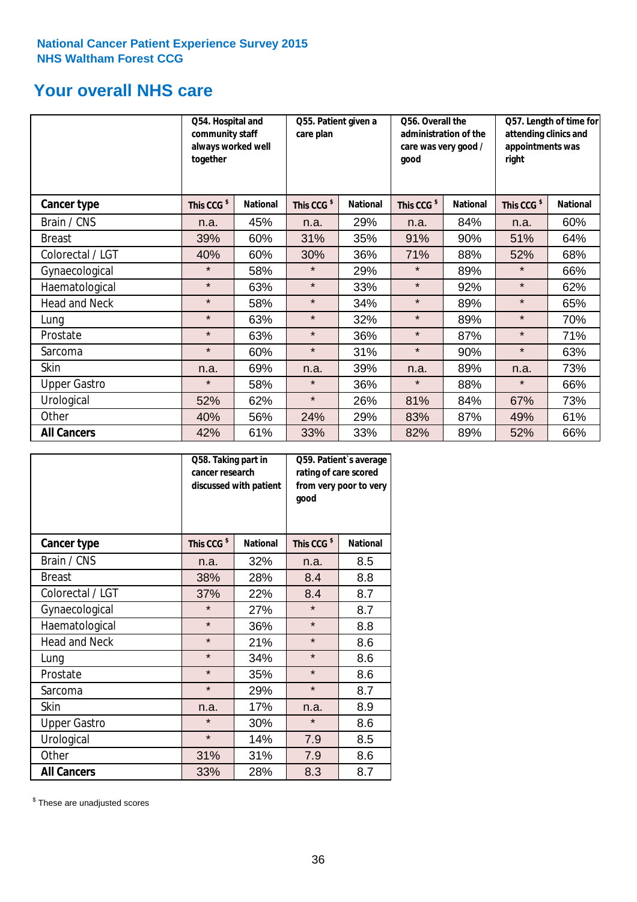National Cancer Patient Experience Survey 2015
NHS Waltham Forest CCG

# Your overall NHS care

| | Q54. Hospital and community staff always worked well together | | Q55. Patient given a care plan | | Q56. Overall the administration of the care was very good / good | | Q57. Length of time for attending clinics and appointments was right | |
|---|---|---|---|---|---|---|---|---|
| **Cancer type** | This CCG $ | National | This CCG $ | National | This CCG $ | National | This CCG $ | National |
| Brain / CNS | n.a. | 45% | n.a. | 29% | n.a. | 84% | n.a. | 60% |
| Breast | 39% | 60% | 31% | 35% | 91% | 90% | 51% | 64% |
| Colorectal / LGT | 40% | 60% | 30% | 36% | 71% | 88% | 52% | 68% |
| Gynaecological | * | 58% | * | 29% | * | 89% | * | 66% |
| Haematological | * | 63% | * | 33% | * | 92% | * | 62% |
| Head and Neck | * | 58% | * | 34% | * | 89% | * | 65% |
| Lung | * | 63% | * | 32% | * | 89% | * | 70% |
| Prostate | * | 63% | * | 36% | * | 87% | * | 71% |
| Sarcoma | * | 60% | * | 31% | * | 90% | * | 63% |
| Skin | n.a. | 69% | n.a. | 39% | n.a. | 89% | n.a. | 73% |
| Upper Gastro | * | 58% | * | 36% | * | 88% | * | 66% |
| Urological | 52% | 62% | * | 26% | 81% | 84% | 67% | 73% |
| Other | 40% | 56% | 24% | 29% | 83% | 87% | 49% | 61% |
| **All Cancers** | 42% | 61% | 33% | 33% | 82% | 89% | 52% | 66% |

| | Q58. Taking part in cancer research discussed with patient | | Q59. Patient`s average rating of care scored from very poor to very good | |
|---|---|---|---|---|
| **Cancer type** | This CCG $ | National | This CCG $ | National |
| Brain / CNS | n.a. | 32% | n.a. | 8.5 |
| Breast | 38% | 28% | 8.4 | 8.8 |
| Colorectal / LGT | 37% | 22% | 8.4 | 8.7 |
| Gynaecological | * | 27% | * | 8.7 |
| Haematological | * | 36% | * | 8.8 |
| Head and Neck | * | 21% | * | 8.6 |
| Lung | * | 34% | * | 8.6 |
| Prostate | * | 35% | * | 8.6 |
| Sarcoma | * | 29% | * | 8.7 |
| Skin | n.a. | 17% | n.a. | 8.9 |
| Upper Gastro | * | 30% | * | 8.6 |
| Urological | * | 14% | 7.9 | 8.5 |
| Other | 31% | 31% | 7.9 | 8.6 |
| **All Cancers** | 33% | 28% | 8.3 | 8.7 |

$ These are unadjusted scores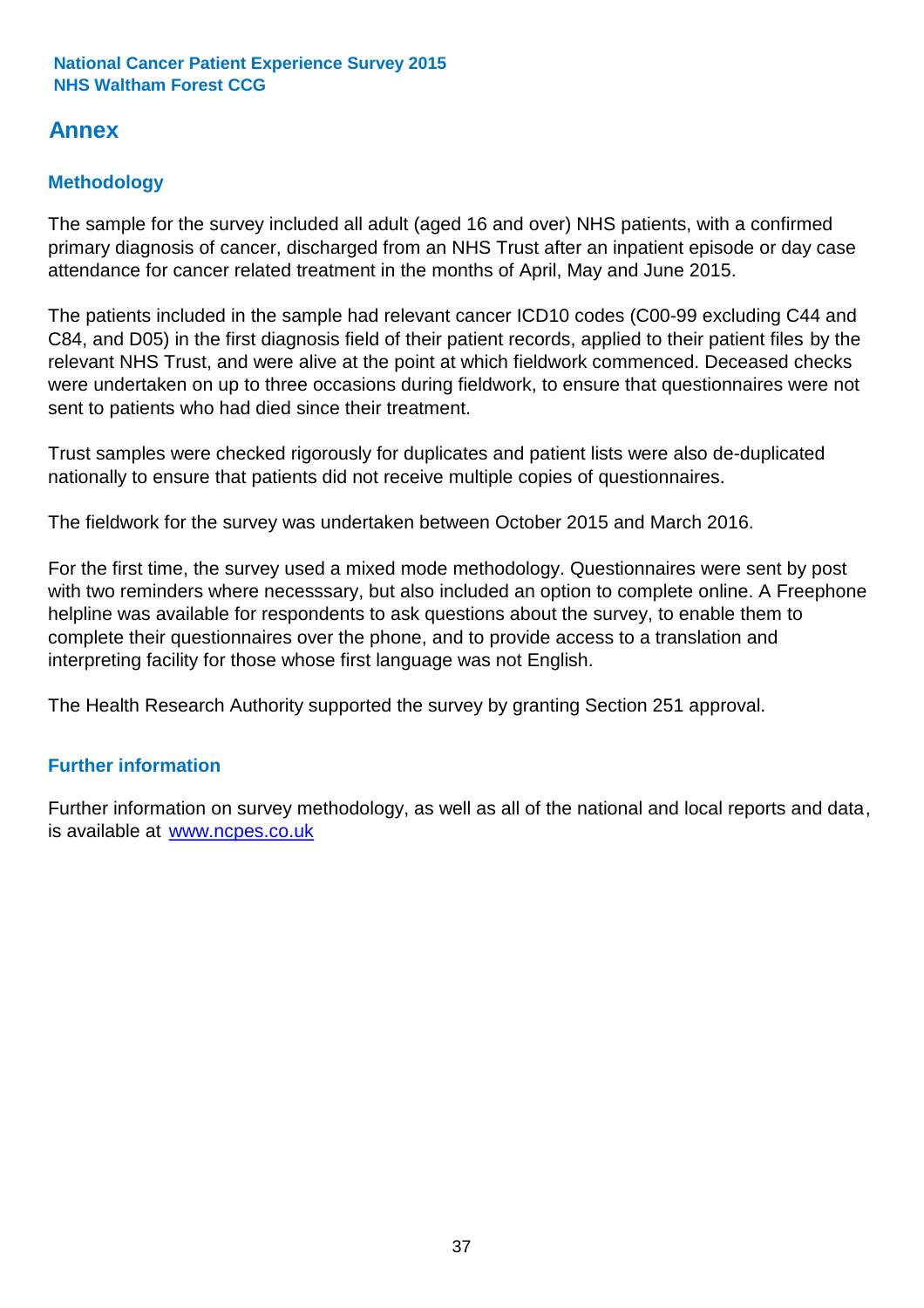# Annex

## Methodology

The sample for the survey included all adult (aged 16 and over) NHS patients, with a confirmed primary diagnosis of cancer, discharged from an NHS Trust after an inpatient episode or day case attendance for cancer related treatment in the months of April, May and June 2015.

The patients included in the sample had relevant cancer ICD10 codes (C00-99 excluding C44 and C84, and D05) in the first diagnosis field of their patient records, applied to their patient files by the relevant NHS Trust, and were alive at the point at which fieldwork commenced. Deceased checks were undertaken on up to three occasions during fieldwork, to ensure that questionnaires were not sent to patients who had died since their treatment.

Trust samples were checked rigorously for duplicates and patient lists were also de-duplicated nationally to ensure that patients did not receive multiple copies of questionnaires.

The fieldwork for the survey was undertaken between October 2015 and March 2016.

For the first time, the survey used a mixed mode methodology. Questionnaires were sent by post with two reminders where necesssary, but also included an option to complete online. A Freephone helpline was available for respondents to ask questions about the survey, to enable them to complete their questionnaires over the phone, and to provide access to a translation and interpreting facility for those whose first language was not English.

The Health Research Authority supported the survey by granting Section 251 approval.

## Further information

Further information on survey methodology, as well as all of the national and local reports and data, is available at www.ncpes.co.uk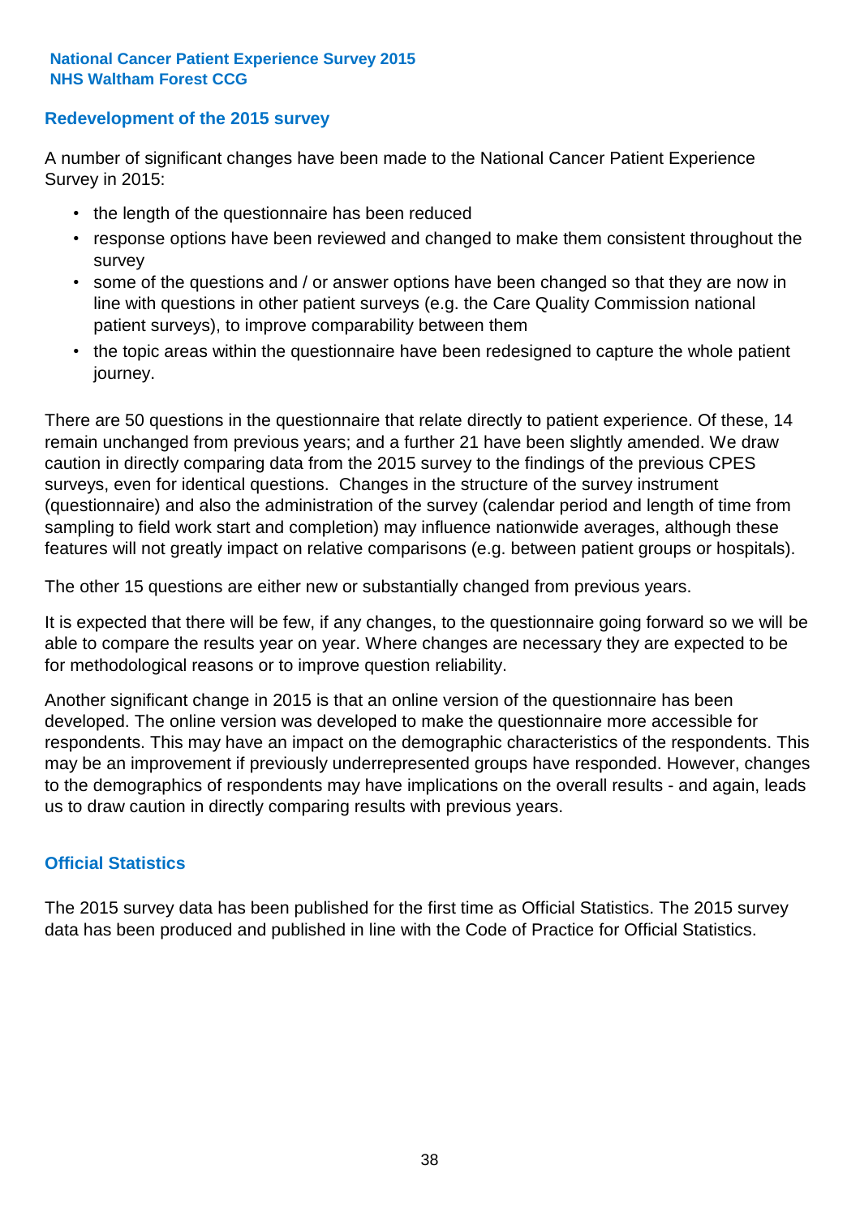## Redevelopment of the 2015 survey

A number of significant changes have been made to the National Cancer Patient Experience Survey in 2015:

- the length of the questionnaire has been reduced
- response options have been reviewed and changed to make them consistent throughout the survey
- some of the questions and / or answer options have been changed so that they are now in line with questions in other patient surveys (e.g. the Care Quality Commission national patient surveys), to improve comparability between them
- the topic areas within the questionnaire have been redesigned to capture the whole patient journey.

There are 50 questions in the questionnaire that relate directly to patient experience. Of these, 14 remain unchanged from previous years; and a further 21 have been slightly amended. We draw caution in directly comparing data from the 2015 survey to the findings of the previous CPES surveys, even for identical questions. Changes in the structure of the survey instrument (questionnaire) and also the administration of the survey (calendar period and length of time from sampling to field work start and completion) may influence nationwide averages, although these features will not greatly impact on relative comparisons (e.g. between patient groups or hospitals).

The other 15 questions are either new or substantially changed from previous years.

It is expected that there will be few, if any changes, to the questionnaire going forward so we will be able to compare the results year on year. Where changes are necessary they are expected to be for methodological reasons or to improve question reliability.

Another significant change in 2015 is that an online version of the questionnaire has been developed. The online version was developed to make the questionnaire more accessible for respondents. This may have an impact on the demographic characteristics of the respondents. This may be an improvement if previously underrepresented groups have responded. However, changes to the demographics of respondents may have implications on the overall results - and again, leads us to draw caution in directly comparing results with previous years.

## Official Statistics

The 2015 survey data has been published for the first time as Official Statistics. The 2015 survey data has been produced and published in line with the Code of Practice for Official Statistics.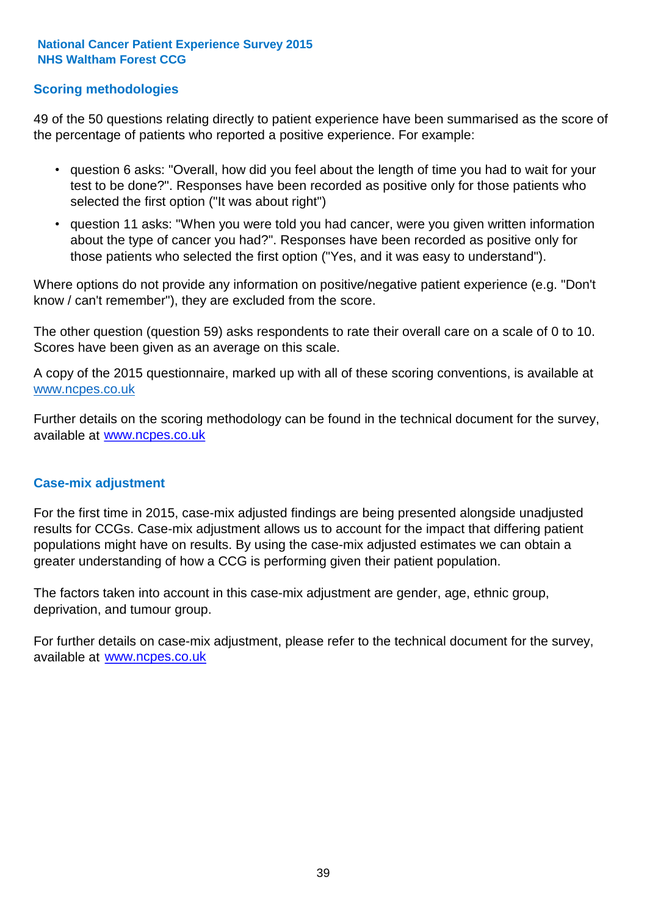## Scoring methodologies

49 of the 50 questions relating directly to patient experience have been summarised as the score of the percentage of patients who reported a positive experience. For example:

- question 6 asks: "Overall, how did you feel about the length of time you had to wait for your test to be done?". Responses have been recorded as positive only for those patients who selected the first option ("It was about right")
- question 11 asks: "When you were told you had cancer, were you given written information about the type of cancer you had?". Responses have been recorded as positive only for those patients who selected the first option ("Yes, and it was easy to understand").

Where options do not provide any information on positive/negative patient experience (e.g. "Don't know / can't remember"), they are excluded from the score.

The other question (question 59) asks respondents to rate their overall care on a scale of 0 to 10. Scores have been given as an average on this scale.

A copy of the 2015 questionnaire, marked up with all of these scoring conventions, is available at www.ncpes.co.uk

Further details on the scoring methodology can be found in the technical document for the survey, available at www.ncpes.co.uk

## Case-mix adjustment

For the first time in 2015, case-mix adjusted findings are being presented alongside unadjusted results for CCGs. Case-mix adjustment allows us to account for the impact that differing patient populations might have on results. By using the case-mix adjusted estimates we can obtain a greater understanding of how a CCG is performing given their patient population.

The factors taken into account in this case-mix adjustment are gender, age, ethnic group, deprivation, and tumour group.

For further details on case-mix adjustment, please refer to the technical document for the survey, available at www.ncpes.co.uk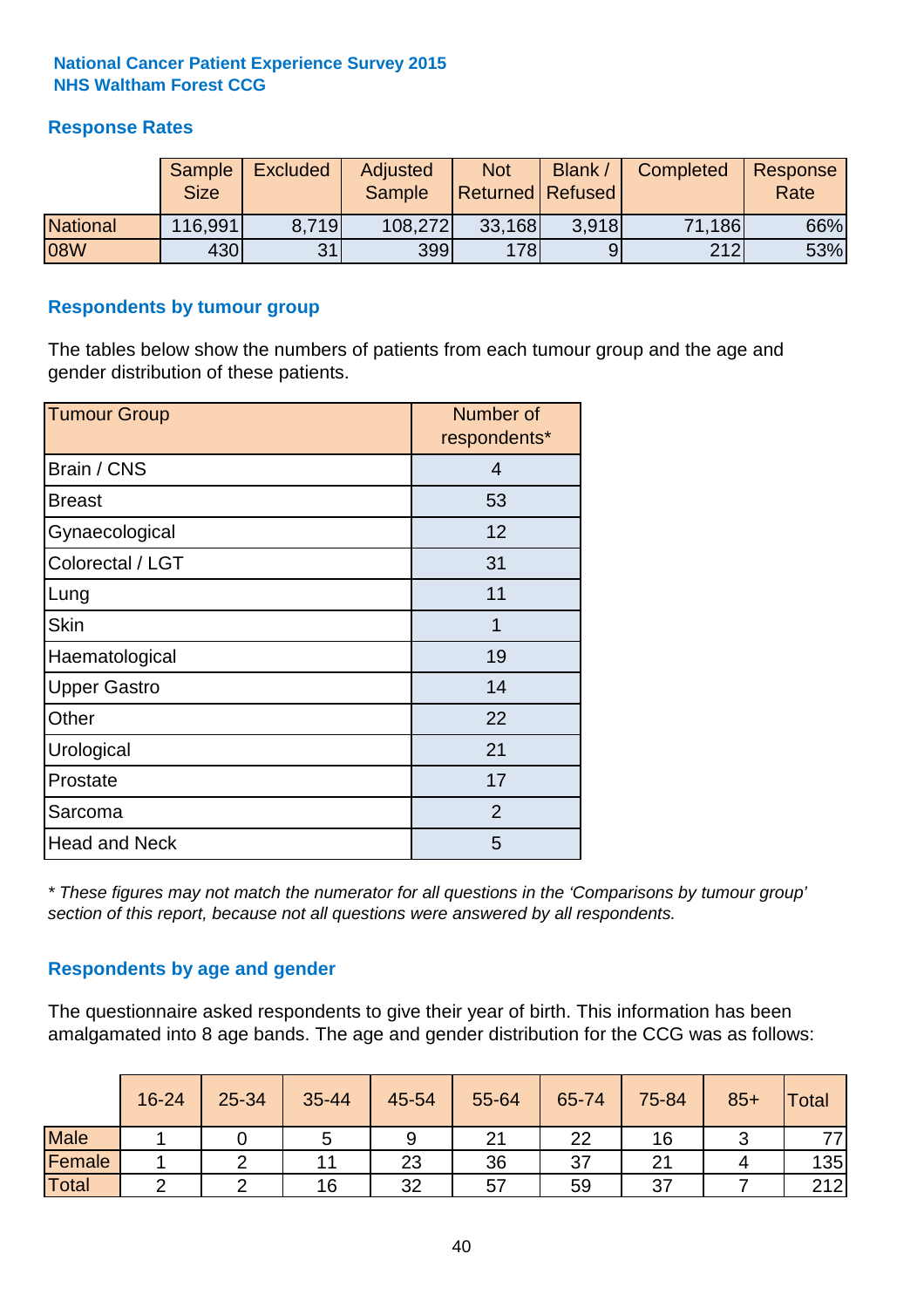**National Cancer Patient Experience Survey 2015**
**NHS Waltham Forest CCG**

## Response Rates

| | Sample Size | Excluded | Adjusted Sample | Not Returned | Blank / Refused | Completed | Response Rate |
|---|---|---|---|---|---|---|---|
| National | 116,991 | 8,719 | 108,272 | 33,168 | 3,918 | 71,186 | 66% |
| 08W | 430 | 31 | 399 | 178 | 9 | 212 | 53% |

## Respondents by tumour group

The tables below show the numbers of patients from each tumour group and the age and gender distribution of these patients.

| Tumour Group | Number of respondents* |
|---|---|
| Brain / CNS | 4 |
| Breast | 53 |
| Gynaecological | 12 |
| Colorectal / LGT | 31 |
| Lung | 11 |
| Skin | 1 |
| Haematological | 19 |
| Upper Gastro | 14 |
| Other | 22 |
| Urological | 21 |
| Prostate | 17 |
| Sarcoma | 2 |
| Head and Neck | 5 |

*\* These figures may not match the numerator for all questions in the 'Comparisons by tumour group' section of this report, because not all questions were answered by all respondents.*

## Respondents by age and gender

The questionnaire asked respondents to give their year of birth. This information has been amalgamated into 8 age bands. The age and gender distribution for the CCG was as follows:

| | 16-24 | 25-34 | 35-44 | 45-54 | 55-64 | 65-74 | 75-84 | 85+ | Total |
|---|---|---|---|---|---|---|---|---|---|
| Male | 1 | 0 | 5 | 9 | 21 | 22 | 16 | 3 | 77 |
| Female | 1 | 2 | 11 | 23 | 36 | 37 | 21 | 4 | 135 |
| Total | 2 | 2 | 16 | 32 | 57 | 59 | 37 | 7 | 212 |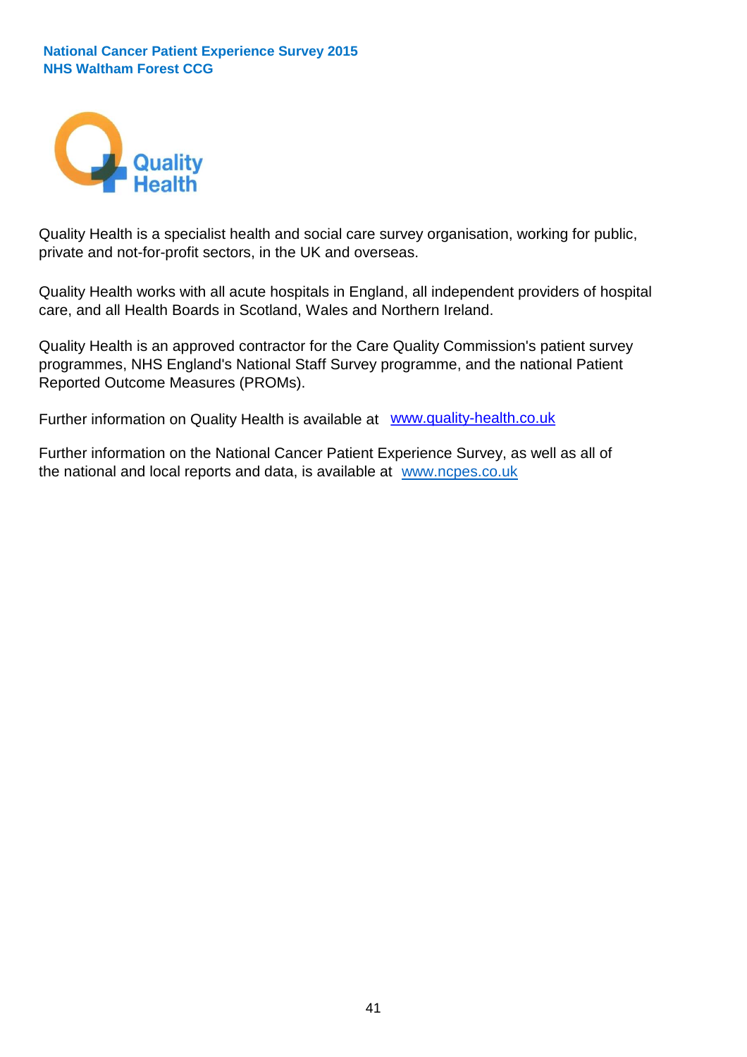**National Cancer Patient Experience Survey 2015**
**NHS Waltham Forest CCG**

Quality Health

Quality Health is a specialist health and social care survey organisation, working for public, private and not-for-profit sectors, in the UK and overseas.

Quality Health works with all acute hospitals in England, all independent providers of hospital care, and all Health Boards in Scotland, Wales and Northern Ireland.

Quality Health is an approved contractor for the Care Quality Commission's patient survey programmes, NHS England's National Staff Survey programme, and the national Patient Reported Outcome Measures (PROMs).

Further information on Quality Health is available at www.quality-health.co.uk

Further information on the National Cancer Patient Experience Survey, as well as all of the national and local reports and data, is available at www.ncpes.co.uk